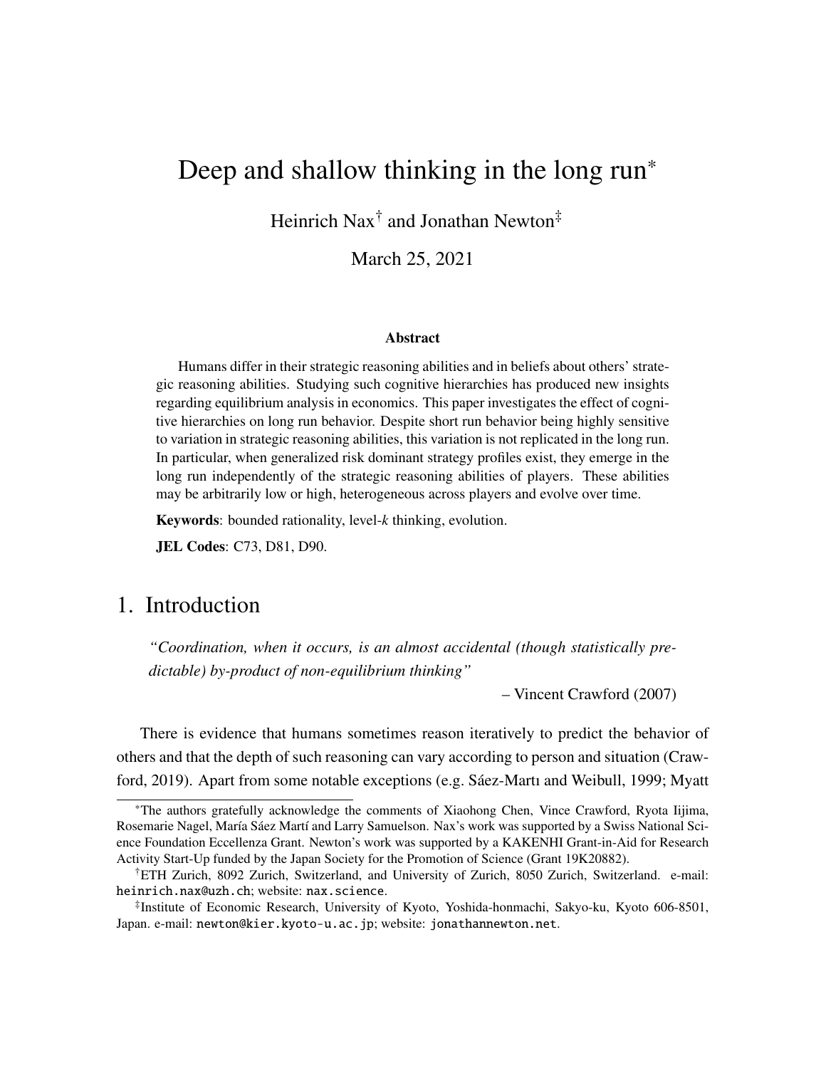# Deep and shallow thinking in the long run*

Heinrich Nax† and Jonathan Newton‡

March 25, 2021

**Abstract**

Humans differ in their strategic reasoning abilities and in beliefs about others' strategic reasoning abilities. Studying such cognitive hierarchies has produced new insights regarding equilibrium analysis in economics. This paper investigates the effect of cognitive hierarchies on long run behavior. Despite short run behavior being highly sensitive to variation in strategic reasoning abilities, this variation is not replicated in the long run. In particular, when generalized risk dominant strategy profiles exist, they emerge in the long run independently of the strategic reasoning abilities of players. These abilities may be arbitrarily low or high, heterogeneous across players and evolve over time.

**Keywords**: bounded rationality, level-*k* thinking, evolution.

**JEL Codes**: C73, D81, D90.

## 1. Introduction

*"Coordination, when it occurs, is an almost accidental (though statistically predictable) by-product of non-equilibrium thinking"*

– Vincent Crawford (2007)

There is evidence that humans sometimes reason iteratively to predict the behavior of others and that the depth of such reasoning can vary according to person and situation (Crawford, 2019). Apart from some notable exceptions (e.g. Sáez-Martı and Weibull, 1999; Myatt

---

*The authors gratefully acknowledge the comments of Xiaohong Chen, Vince Crawford, Ryota Iijima, Rosemarie Nagel, María Sáez Martí and Larry Samuelson. Nax's work was supported by a Swiss National Science Foundation Eccellenza Grant. Newton's work was supported by a KAKENHI Grant-in-Aid for Research Activity Start-Up funded by the Japan Society for the Promotion of Science (Grant 19K20882).

†ETH Zurich, 8092 Zurich, Switzerland, and University of Zurich, 8050 Zurich, Switzerland. e-mail: heinrich.nax@uzh.ch; website: nax.science.

‡Institute of Economic Research, University of Kyoto, Yoshida-honmachi, Sakyo-ku, Kyoto 606-8501, Japan. e-mail: newton@kier.kyoto-u.ac.jp; website: jonathannewton.net.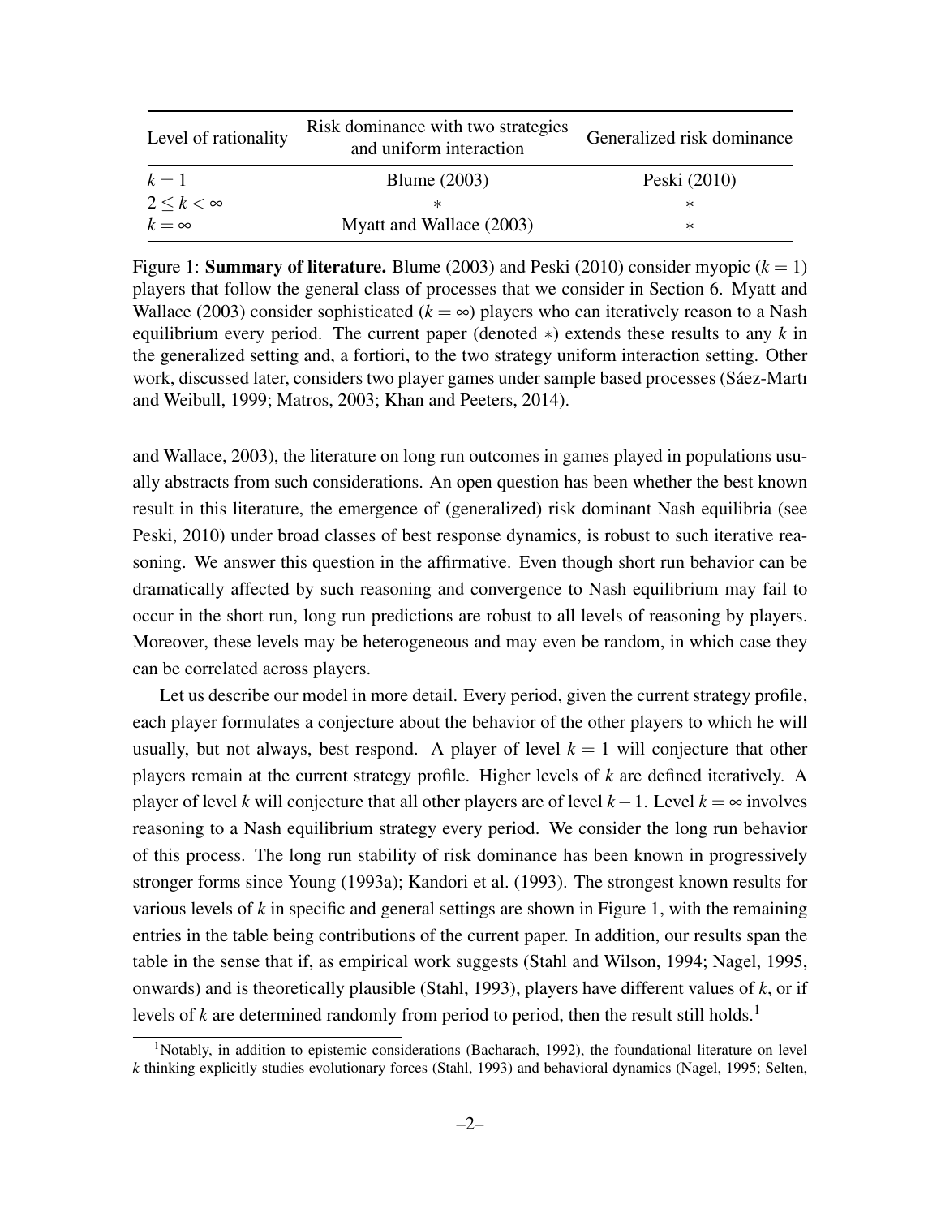| Level of rationality | Risk dominance with two strategies and uniform interaction | Generalized risk dominance |
|---|---|---|
| $k = 1$ | Blume (2003) | Peski (2010) |
| $2 \leq k < \infty$ | $*$ | $*$ |
| $k = \infty$ | Myatt and Wallace (2003) | $*$ |

Figure 1: **Summary of literature.** Blume (2003) and Peski (2010) consider myopic ($k = 1$) players that follow the general class of processes that we consider in Section 6. Myatt and Wallace (2003) consider sophisticated ($k = \infty$) players who can iteratively reason to a Nash equilibrium every period. The current paper (denoted $*$) extends these results to any $k$ in the generalized setting and, a fortiori, to the two strategy uniform interaction setting. Other work, discussed later, considers two player games under sample based processes (Sáez-Martı and Weibull, 1999; Matros, 2003; Khan and Peeters, 2014).

and Wallace, 2003), the literature on long run outcomes in games played in populations usually abstracts from such considerations. An open question has been whether the best known result in this literature, the emergence of (generalized) risk dominant Nash equilibria (see Peski, 2010) under broad classes of best response dynamics, is robust to such iterative reasoning. We answer this question in the affirmative. Even though short run behavior can be dramatically affected by such reasoning and convergence to Nash equilibrium may fail to occur in the short run, long run predictions are robust to all levels of reasoning by players. Moreover, these levels may be heterogeneous and may even be random, in which case they can be correlated across players.

Let us describe our model in more detail. Every period, given the current strategy profile, each player formulates a conjecture about the behavior of the other players to which he will usually, but not always, best respond. A player of level $k = 1$ will conjecture that other players remain at the current strategy profile. Higher levels of $k$ are defined iteratively. A player of level $k$ will conjecture that all other players are of level $k-1$. Level $k = \infty$ involves reasoning to a Nash equilibrium strategy every period. We consider the long run behavior of this process. The long run stability of risk dominance has been known in progressively stronger forms since Young (1993a); Kandori et al. (1993). The strongest known results for various levels of $k$ in specific and general settings are shown in Figure 1, with the remaining entries in the table being contributions of the current paper. In addition, our results span the table in the sense that if, as empirical work suggests (Stahl and Wilson, 1994; Nagel, 1995, onwards) and is theoretically plausible (Stahl, 1993), players have different values of $k$, or if levels of $k$ are determined randomly from period to period, then the result still holds.[1]

[1]Notably, in addition to epistemic considerations (Bacharach, 1992), the foundational literature on level $k$ thinking explicitly studies evolutionary forces (Stahl, 1993) and behavioral dynamics (Nagel, 1995; Selten,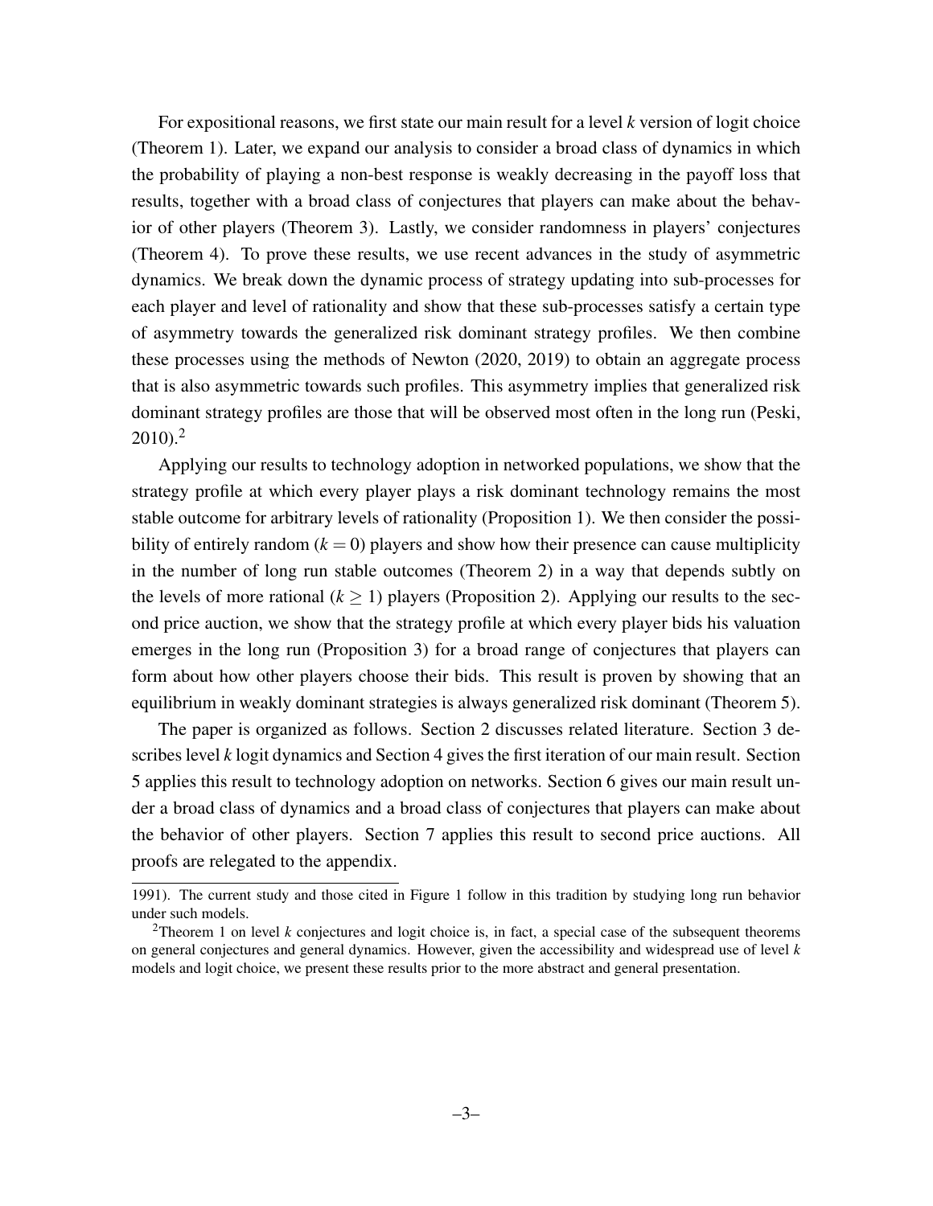For expositional reasons, we first state our main result for a level $k$ version of logit choice (Theorem 1). Later, we expand our analysis to consider a broad class of dynamics in which the probability of playing a non-best response is weakly decreasing in the payoff loss that results, together with a broad class of conjectures that players can make about the behavior of other players (Theorem 3). Lastly, we consider randomness in players' conjectures (Theorem 4). To prove these results, we use recent advances in the study of asymmetric dynamics. We break down the dynamic process of strategy updating into sub-processes for each player and level of rationality and show that these sub-processes satisfy a certain type of asymmetry towards the generalized risk dominant strategy profiles. We then combine these processes using the methods of Newton (2020, 2019) to obtain an aggregate process that is also asymmetric towards such profiles. This asymmetry implies that generalized risk dominant strategy profiles are those that will be observed most often in the long run (Peski, 2010).[2]

Applying our results to technology adoption in networked populations, we show that the strategy profile at which every player plays a risk dominant technology remains the most stable outcome for arbitrary levels of rationality (Proposition 1). We then consider the possibility of entirely random ($k = 0$) players and show how their presence can cause multiplicity in the number of long run stable outcomes (Theorem 2) in a way that depends subtly on the levels of more rational ($k \geq 1$) players (Proposition 2). Applying our results to the second price auction, we show that the strategy profile at which every player bids his valuation emerges in the long run (Proposition 3) for a broad range of conjectures that players can form about how other players choose their bids. This result is proven by showing that an equilibrium in weakly dominant strategies is always generalized risk dominant (Theorem 5).

The paper is organized as follows. Section 2 discusses related literature. Section 3 describes level $k$ logit dynamics and Section 4 gives the first iteration of our main result. Section 5 applies this result to technology adoption on networks. Section 6 gives our main result under a broad class of dynamics and a broad class of conjectures that players can make about the behavior of other players. Section 7 applies this result to second price auctions. All proofs are relegated to the appendix.

1991). The current study and those cited in Figure 1 follow in this tradition by studying long run behavior under such models.

[2]Theorem 1 on level $k$ conjectures and logit choice is, in fact, a special case of the subsequent theorems on general conjectures and general dynamics. However, given the accessibility and widespread use of level $k$ models and logit choice, we present these results prior to the more abstract and general presentation.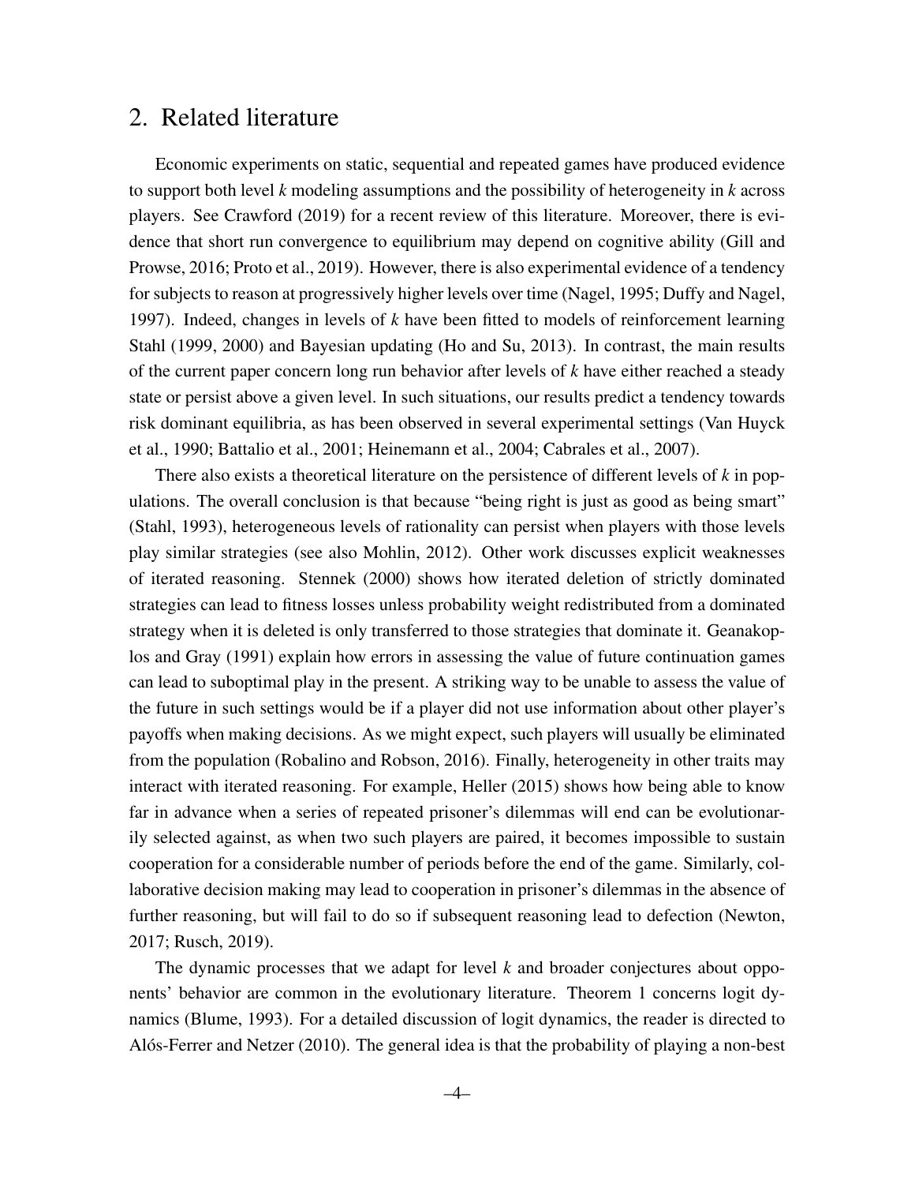## 2. Related literature

Economic experiments on static, sequential and repeated games have produced evidence to support both level $k$ modeling assumptions and the possibility of heterogeneity in $k$ across players. See Crawford (2019) for a recent review of this literature. Moreover, there is evidence that short run convergence to equilibrium may depend on cognitive ability (Gill and Prowse, 2016; Proto et al., 2019). However, there is also experimental evidence of a tendency for subjects to reason at progressively higher levels over time (Nagel, 1995; Duffy and Nagel, 1997). Indeed, changes in levels of $k$ have been fitted to models of reinforcement learning Stahl (1999, 2000) and Bayesian updating (Ho and Su, 2013). In contrast, the main results of the current paper concern long run behavior after levels of $k$ have either reached a steady state or persist above a given level. In such situations, our results predict a tendency towards risk dominant equilibria, as has been observed in several experimental settings (Van Huyck et al., 1990; Battalio et al., 2001; Heinemann et al., 2004; Cabrales et al., 2007).

There also exists a theoretical literature on the persistence of different levels of $k$ in populations. The overall conclusion is that because "being right is just as good as being smart" (Stahl, 1993), heterogeneous levels of rationality can persist when players with those levels play similar strategies (see also Mohlin, 2012). Other work discusses explicit weaknesses of iterated reasoning. Stennek (2000) shows how iterated deletion of strictly dominated strategies can lead to fitness losses unless probability weight redistributed from a dominated strategy when it is deleted is only transferred to those strategies that dominate it. Geanakoplos and Gray (1991) explain how errors in assessing the value of future continuation games can lead to suboptimal play in the present. A striking way to be unable to assess the value of the future in such settings would be if a player did not use information about other player's payoffs when making decisions. As we might expect, such players will usually be eliminated from the population (Robalino and Robson, 2016). Finally, heterogeneity in other traits may interact with iterated reasoning. For example, Heller (2015) shows how being able to know far in advance when a series of repeated prisoner's dilemmas will end can be evolutionarily selected against, as when two such players are paired, it becomes impossible to sustain cooperation for a considerable number of periods before the end of the game. Similarly, collaborative decision making may lead to cooperation in prisoner's dilemmas in the absence of further reasoning, but will fail to do so if subsequent reasoning lead to defection (Newton, 2017; Rusch, 2019).

The dynamic processes that we adapt for level $k$ and broader conjectures about opponents' behavior are common in the evolutionary literature. Theorem 1 concerns logit dynamics (Blume, 1993). For a detailed discussion of logit dynamics, the reader is directed to Alós-Ferrer and Netzer (2010). The general idea is that the probability of playing a non-best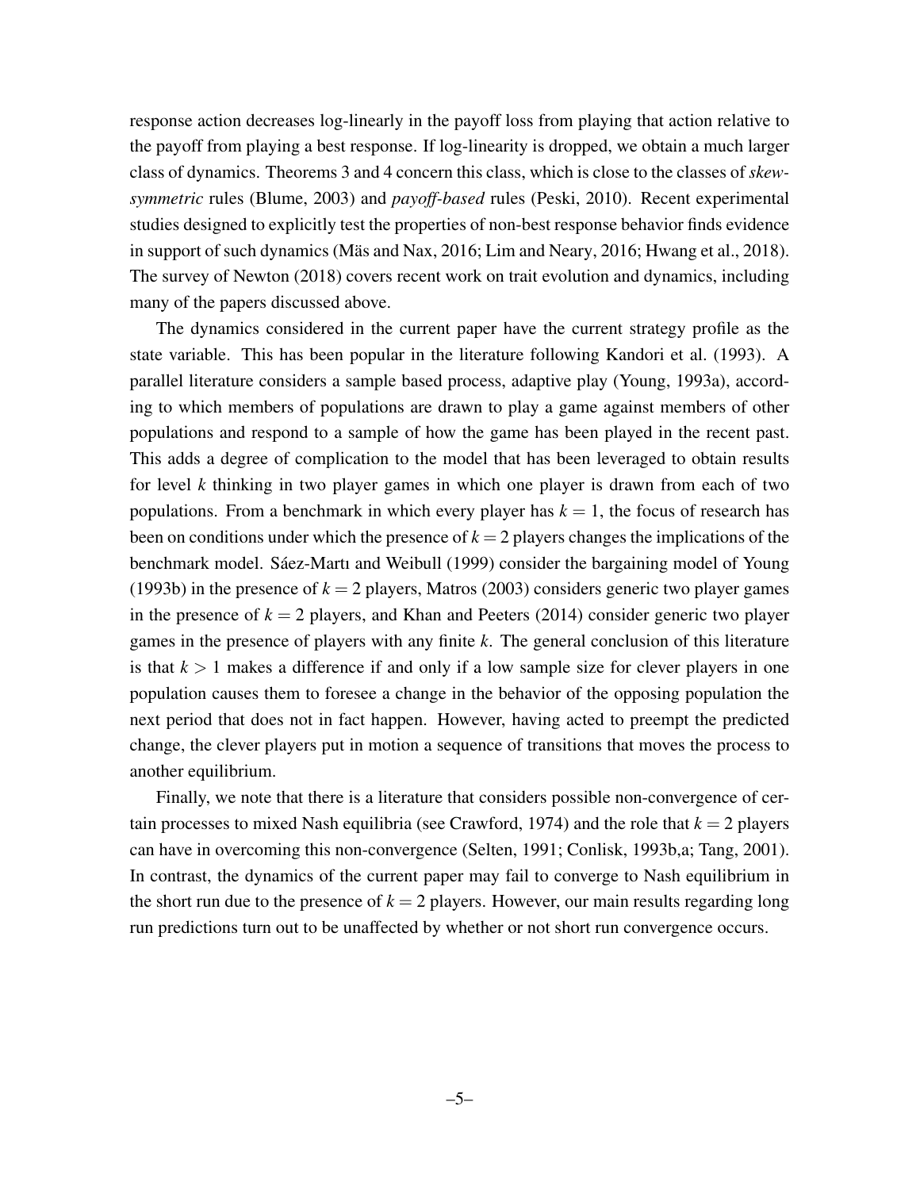response action decreases log-linearly in the payoff loss from playing that action relative to the payoff from playing a best response. If log-linearity is dropped, we obtain a much larger class of dynamics. Theorems 3 and 4 concern this class, which is close to the classes of *skew-symmetric* rules (Blume, 2003) and *payoff-based* rules (Peski, 2010). Recent experimental studies designed to explicitly test the properties of non-best response behavior finds evidence in support of such dynamics (Mäs and Nax, 2016; Lim and Neary, 2016; Hwang et al., 2018). The survey of Newton (2018) covers recent work on trait evolution and dynamics, including many of the papers discussed above.

The dynamics considered in the current paper have the current strategy profile as the state variable. This has been popular in the literature following Kandori et al. (1993). A parallel literature considers a sample based process, adaptive play (Young, 1993a), according to which members of populations are drawn to play a game against members of other populations and respond to a sample of how the game has been played in the recent past. This adds a degree of complication to the model that has been leveraged to obtain results for level $k$ thinking in two player games in which one player is drawn from each of two populations. From a benchmark in which every player has $k = 1$, the focus of research has been on conditions under which the presence of $k = 2$ players changes the implications of the benchmark model. Sáez-Martı and Weibull (1999) consider the bargaining model of Young (1993b) in the presence of $k = 2$ players, Matros (2003) considers generic two player games in the presence of $k = 2$ players, and Khan and Peeters (2014) consider generic two player games in the presence of players with any finite $k$. The general conclusion of this literature is that $k > 1$ makes a difference if and only if a low sample size for clever players in one population causes them to foresee a change in the behavior of the opposing population the next period that does not in fact happen. However, having acted to preempt the predicted change, the clever players put in motion a sequence of transitions that moves the process to another equilibrium.

Finally, we note that there is a literature that considers possible non-convergence of certain processes to mixed Nash equilibria (see Crawford, 1974) and the role that $k = 2$ players can have in overcoming this non-convergence (Selten, 1991; Conlisk, 1993b,a; Tang, 2001). In contrast, the dynamics of the current paper may fail to converge to Nash equilibrium in the short run due to the presence of $k = 2$ players. However, our main results regarding long run predictions turn out to be unaffected by whether or not short run convergence occurs.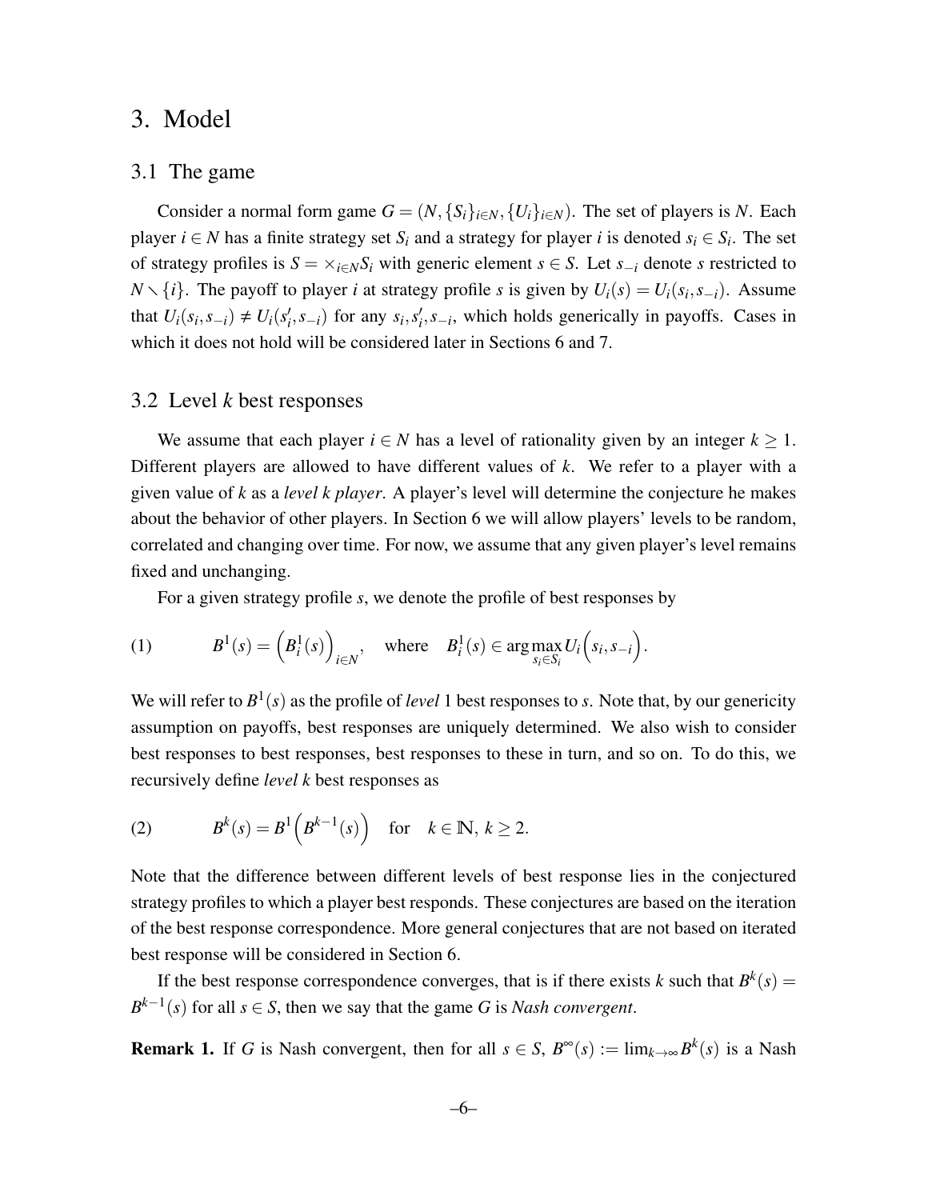## 3. Model

### 3.1 The game

Consider a normal form game $G = (N, \{S_i\}_{i\in N}, \{U_i\}_{i\in N})$. The set of players is $N$. Each player $i \in N$ has a finite strategy set $S_i$ and a strategy for player $i$ is denoted $s_i \in S_i$. The set of strategy profiles is $S = \times_{i\in N} S_i$ with generic element $s \in S$. Let $s_{-i}$ denote $s$ restricted to $N \setminus \{i\}$. The payoff to player $i$ at strategy profile $s$ is given by $U_i(s) = U_i(s_i, s_{-i})$. Assume that $U_i(s_i, s_{-i}) \neq U_i(s_i', s_{-i})$ for any $s_i, s_i', s_{-i}$, which holds generically in payoffs. Cases in which it does not hold will be considered later in Sections 6 and 7.

### 3.2 Level $k$ best responses

We assume that each player $i \in N$ has a level of rationality given by an integer $k \geq 1$. Different players are allowed to have different values of $k$. We refer to a player with a given value of $k$ as a *level k player*. A player's level will determine the conjecture he makes about the behavior of other players. In Section 6 we will allow players' levels to be random, correlated and changing over time. For now, we assume that any given player's level remains fixed and unchanging.

For a given strategy profile $s$, we denote the profile of best responses by

$$(1) \qquad B^1(s) = \Big(B_i^1(s)\Big)_{i\in N}, \quad \text{where} \quad B_i^1(s) \in \arg\max_{s_i \in S_i} U_i\Big(s_i, s_{-i}\Big).$$

We will refer to $B^1(s)$ as the profile of *level* 1 best responses to $s$. Note that, by our genericity assumption on payoffs, best responses are uniquely determined. We also wish to consider best responses to best responses, best responses to these in turn, and so on. To do this, we recursively define *level k* best responses as

$$(2) \qquad B^k(s) = B^1\Big(B^{k-1}(s)\Big) \quad \text{for} \quad k \in \mathbb{N},\ k \geq 2.$$

Note that the difference between different levels of best response lies in the conjectured strategy profiles to which a player best responds. These conjectures are based on the iteration of the best response correspondence. More general conjectures that are not based on iterated best response will be considered in Section 6.

If the best response correspondence converges, that is if there exists $k$ such that $B^k(s) = B^{k-1}(s)$ for all $s \in S$, then we say that the game $G$ is *Nash convergent*.

**Remark 1.** If $G$ is Nash convergent, then for all $s \in S$, $B^\infty(s) := \lim_{k\to\infty} B^k(s)$ is a Nash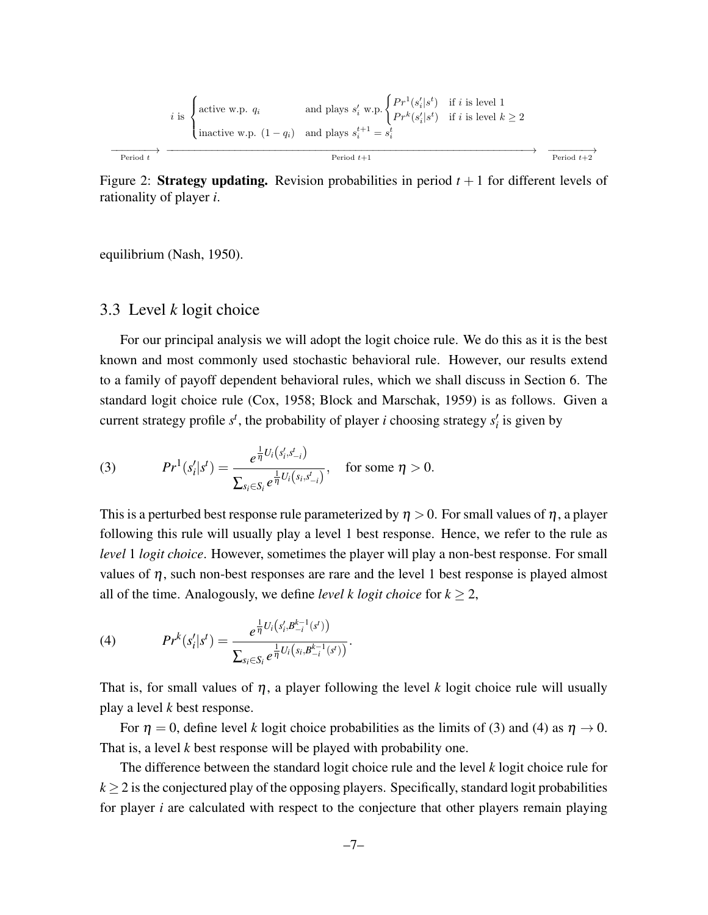$$
i \text{ is } \begin{cases} \text{active w.p. } q_i & \text{and plays } s_i' \text{ w.p.} \begin{cases} Pr^1(s_i'|s^t) & \text{if } i \text{ is level 1} \\ Pr^k(s_i'|s^t) & \text{if } i \text{ is level } k \geq 2 \end{cases} \\ \text{inactive w.p. } (1-q_i) & \text{and plays } s_i^{t+1} = s_i^t \end{cases}
$$

$\xrightarrow{\text{Period } t}$ $\xrightarrow{\text{Period } t+1}$ $\xrightarrow{\text{Period } t+2}$

Figure 2: **Strategy updating.** Revision probabilities in period $t+1$ for different levels of rationality of player $i$.

equilibrium (Nash, 1950).

## 3.3 Level $k$ logit choice

For our principal analysis we will adopt the logit choice rule. We do this as it is the best known and most commonly used stochastic behavioral rule. However, our results extend to a family of payoff dependent behavioral rules, which we shall discuss in Section 6. The standard logit choice rule (Cox, 1958; Block and Marschak, 1959) is as follows. Given a current strategy profile $s^t$, the probability of player $i$ choosing strategy $s_i'$ is given by

$$
(3) \qquad Pr^1(s_i'|s^t) = \frac{e^{\frac{1}{\eta}U_i\left(s_i', s_{-i}^t\right)}}{\sum_{s_i \in S_i} e^{\frac{1}{\eta}U_i\left(s_i, s_{-i}^t\right)}}, \quad \text{for some } \eta > 0.
$$

This is a perturbed best response rule parameterized by $\eta > 0$. For small values of $\eta$, a player following this rule will usually play a level 1 best response. Hence, we refer to the rule as *level* 1 *logit choice*. However, sometimes the player will play a non-best response. For small values of $\eta$, such non-best responses are rare and the level 1 best response is played almost all of the time. Analogously, we define *level k logit choice* for $k \geq 2$,

$$
(4) \qquad Pr^k(s_i'|s^t) = \frac{e^{\frac{1}{\eta}U_i\left(s_i', B_{-i}^{k-1}(s^t)\right)}}{\sum_{s_i \in S_i} e^{\frac{1}{\eta}U_i\left(s_i, B_{-i}^{k-1}(s^t)\right)}}.
$$

That is, for small values of $\eta$, a player following the level $k$ logit choice rule will usually play a level $k$ best response.

For $\eta = 0$, define level $k$ logit choice probabilities as the limits of (3) and (4) as $\eta \to 0$. That is, a level $k$ best response will be played with probability one.

The difference between the standard logit choice rule and the level $k$ logit choice rule for $k \geq 2$ is the conjectured play of the opposing players. Specifically, standard logit probabilities for player $i$ are calculated with respect to the conjecture that other players remain playing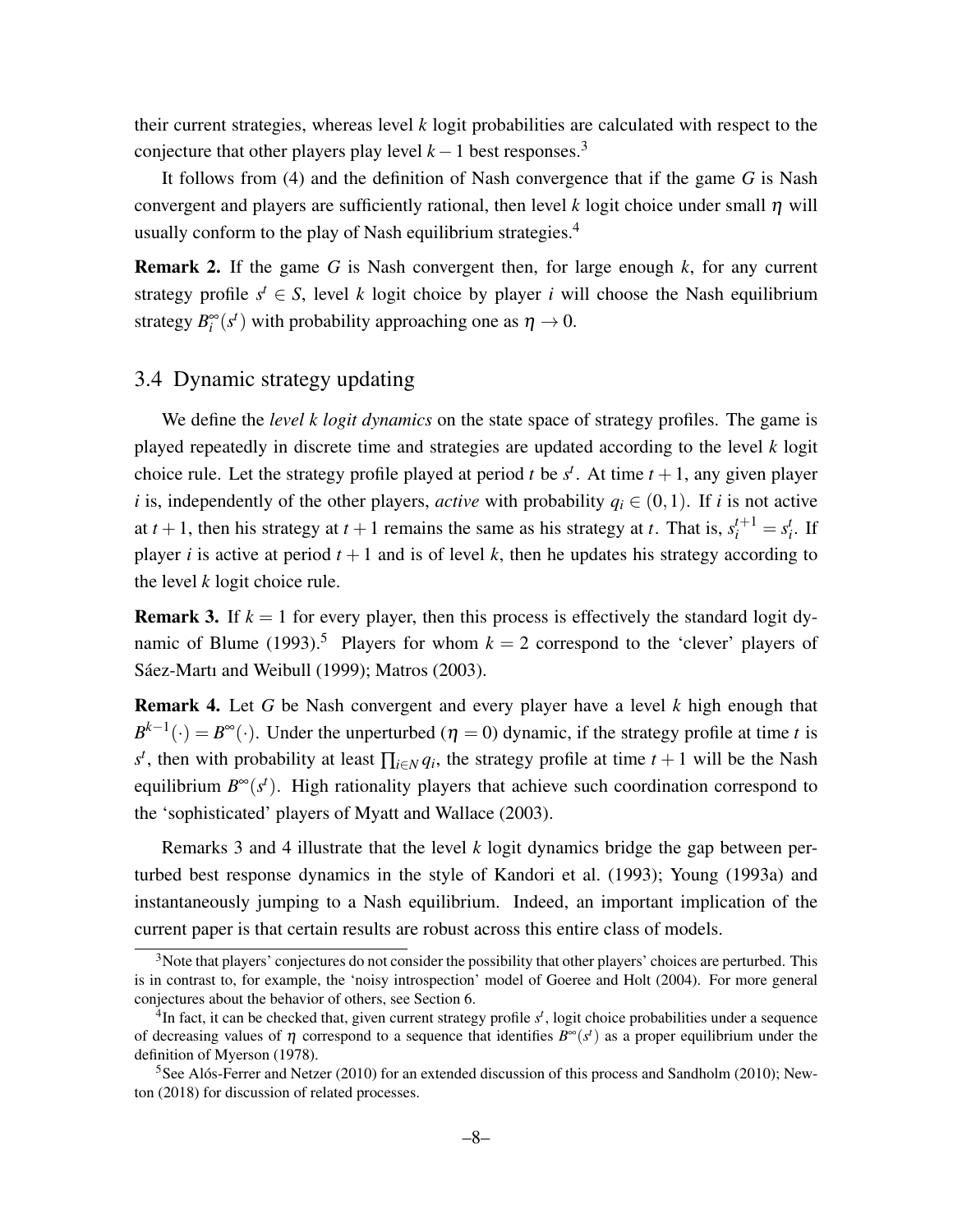their current strategies, whereas level $k$ logit probabilities are calculated with respect to the conjecture that other players play level $k-1$ best responses.[3]

It follows from (4) and the definition of Nash convergence that if the game $G$ is Nash convergent and players are sufficiently rational, then level $k$ logit choice under small $\eta$ will usually conform to the play of Nash equilibrium strategies.[4]

**Remark 2.** If the game $G$ is Nash convergent then, for large enough $k$, for any current strategy profile $s^t \in S$, level $k$ logit choice by player $i$ will choose the Nash equilibrium strategy $B_i^\infty(s^t)$ with probability approaching one as $\eta \to 0$.

## 3.4 Dynamic strategy updating

We define the *level k logit dynamics* on the state space of strategy profiles. The game is played repeatedly in discrete time and strategies are updated according to the level $k$ logit choice rule. Let the strategy profile played at period $t$ be $s^t$. At time $t+1$, any given player $i$ is, independently of the other players, *active* with probability $q_i \in (0,1)$. If $i$ is not active at $t+1$, then his strategy at $t+1$ remains the same as his strategy at $t$. That is, $s_i^{t+1} = s_i^t$. If player $i$ is active at period $t+1$ and is of level $k$, then he updates his strategy according to the level $k$ logit choice rule.

**Remark 3.** If $k=1$ for every player, then this process is effectively the standard logit dynamic of Blume (1993).[5] Players for whom $k=2$ correspond to the 'clever' players of Sáez-Martı and Weibull (1999); Matros (2003).

**Remark 4.** Let $G$ be Nash convergent and every player have a level $k$ high enough that $B^{k-1}(\cdot) = B^\infty(\cdot)$. Under the unperturbed ($\eta = 0$) dynamic, if the strategy profile at time $t$ is $s^t$, then with probability at least $\prod_{i \in N} q_i$, the strategy profile at time $t+1$ will be the Nash equilibrium $B^\infty(s^t)$. High rationality players that achieve such coordination correspond to the 'sophisticated' players of Myatt and Wallace (2003).

Remarks 3 and 4 illustrate that the level $k$ logit dynamics bridge the gap between perturbed best response dynamics in the style of Kandori et al. (1993); Young (1993a) and instantaneously jumping to a Nash equilibrium. Indeed, an important implication of the current paper is that certain results are robust across this entire class of models.

---

[3] Note that players' conjectures do not consider the possibility that other players' choices are perturbed. This is in contrast to, for example, the 'noisy introspection' model of Goeree and Holt (2004). For more general conjectures about the behavior of others, see Section 6.

[4] In fact, it can be checked that, given current strategy profile $s^t$, logit choice probabilities under a sequence of decreasing values of $\eta$ correspond to a sequence that identifies $B^\infty(s^t)$ as a proper equilibrium under the definition of Myerson (1978).

[5] See Alós-Ferrer and Netzer (2010) for an extended discussion of this process and Sandholm (2010); Newton (2018) for discussion of related processes.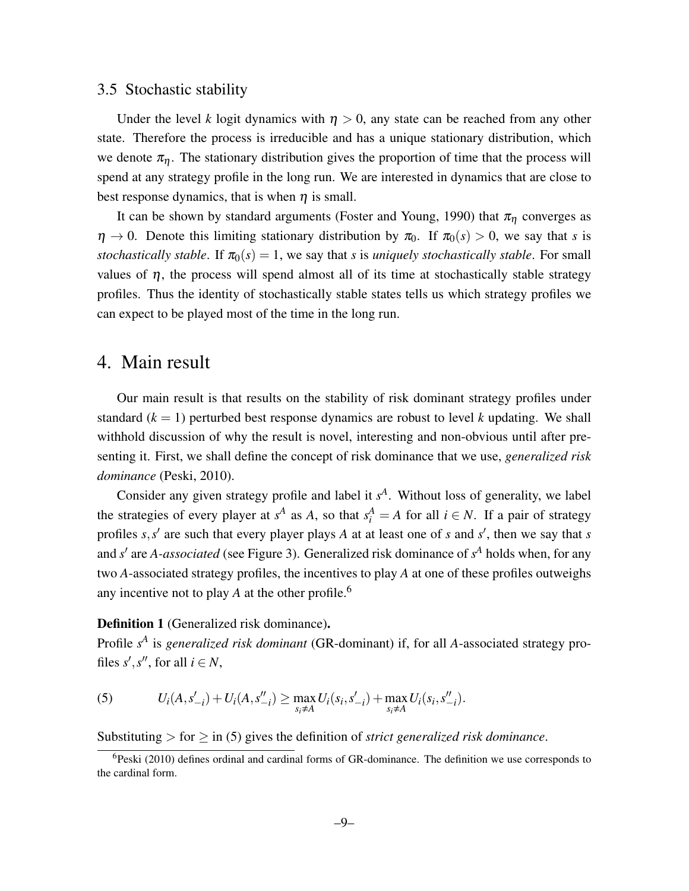### 3.5 Stochastic stability

Under the level $k$ logit dynamics with $\eta > 0$, any state can be reached from any other state. Therefore the process is irreducible and has a unique stationary distribution, which we denote $\pi_\eta$. The stationary distribution gives the proportion of time that the process will spend at any strategy profile in the long run. We are interested in dynamics that are close to best response dynamics, that is when $\eta$ is small.

It can be shown by standard arguments (Foster and Young, 1990) that $\pi_\eta$ converges as $\eta \to 0$. Denote this limiting stationary distribution by $\pi_0$. If $\pi_0(s) > 0$, we say that $s$ is *stochastically stable*. If $\pi_0(s) = 1$, we say that $s$ is *uniquely stochastically stable*. For small values of $\eta$, the process will spend almost all of its time at stochastically stable strategy profiles. Thus the identity of stochastically stable states tells us which strategy profiles we can expect to be played most of the time in the long run.

# 4. Main result

Our main result is that results on the stability of risk dominant strategy profiles under standard ($k = 1$) perturbed best response dynamics are robust to level $k$ updating. We shall withhold discussion of why the result is novel, interesting and non-obvious until after presenting it. First, we shall define the concept of risk dominance that we use, *generalized risk dominance* (Peski, 2010).

Consider any given strategy profile and label it $s^A$. Without loss of generality, we label the strategies of every player at $s^A$ as $A$, so that $s_i^A = A$ for all $i \in N$. If a pair of strategy profiles $s, s'$ are such that every player plays $A$ at at least one of $s$ and $s'$, then we say that $s$ and $s'$ are *A-associated* (see Figure 3). Generalized risk dominance of $s^A$ holds when, for any two $A$-associated strategy profiles, the incentives to play $A$ at one of these profiles outweighs any incentive not to play $A$ at the other profile.[6]

**Definition 1** (Generalized risk dominance)**.**
Profile $s^A$ is *generalized risk dominant* (GR-dominant) if, for all $A$-associated strategy profiles $s', s''$, for all $i \in N$,

$$U_i(A, s'_{-i}) + U_i(A, s''_{-i}) \geq \max_{s_i \neq A} U_i(s_i, s'_{-i}) + \max_{s_i \neq A} U_i(s_i, s''_{-i}). \tag{5}$$

Substituting $>$ for $\geq$ in (5) gives the definition of *strict generalized risk dominance*.

[6] Peski (2010) defines ordinal and cardinal forms of GR-dominance. The definition we use corresponds to the cardinal form.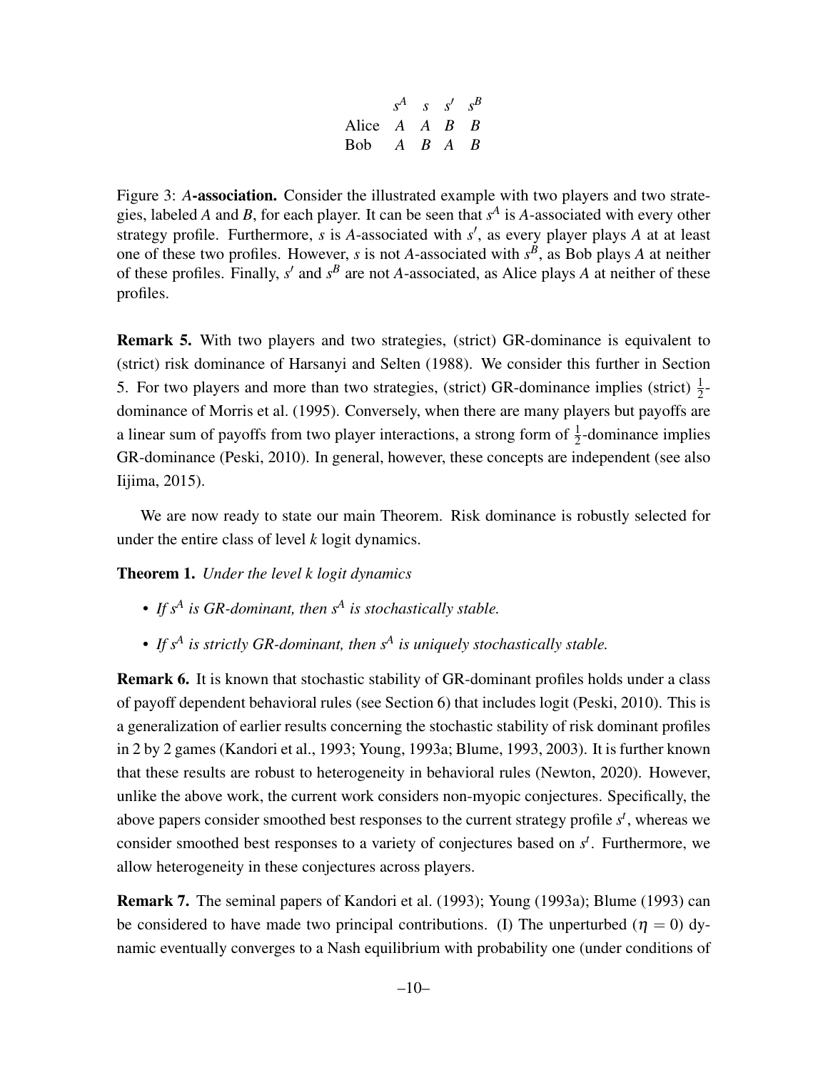|       | $s^A$ | $s$ | $s'$ | $s^B$ |
|---|---|---|---|---|
| Alice | $A$ | $A$ | $B$ | $B$ |
| Bob | $A$ | $B$ | $A$ | $B$ |

Figure 3: ***A*-association.** Consider the illustrated example with two players and two strategies, labeled $A$ and $B$, for each player. It can be seen that $s^A$ is $A$-associated with every other strategy profile. Furthermore, $s$ is $A$-associated with $s'$, as every player plays $A$ at at least one of these two profiles. However, $s$ is not $A$-associated with $s^B$, as Bob plays $A$ at neither of these profiles. Finally, $s'$ and $s^B$ are not $A$-associated, as Alice plays $A$ at neither of these profiles.

**Remark 5.** With two players and two strategies, (strict) GR-dominance is equivalent to (strict) risk dominance of Harsanyi and Selten (1988). We consider this further in Section 5. For two players and more than two strategies, (strict) GR-dominance implies (strict) $\frac{1}{2}$-dominance of Morris et al. (1995). Conversely, when there are many players but payoffs are a linear sum of payoffs from two player interactions, a strong form of $\frac{1}{2}$-dominance implies GR-dominance (Peski, 2010). In general, however, these concepts are independent (see also Iijima, 2015).

We are now ready to state our main Theorem. Risk dominance is robustly selected for under the entire class of level $k$ logit dynamics.

**Theorem 1.** *Under the level k logit dynamics*

- *If $s^A$ is GR-dominant, then $s^A$ is stochastically stable.*
- *If $s^A$ is strictly GR-dominant, then $s^A$ is uniquely stochastically stable.*

**Remark 6.** It is known that stochastic stability of GR-dominant profiles holds under a class of payoff dependent behavioral rules (see Section 6) that includes logit (Peski, 2010). This is a generalization of earlier results concerning the stochastic stability of risk dominant profiles in 2 by 2 games (Kandori et al., 1993; Young, 1993a; Blume, 1993, 2003). It is further known that these results are robust to heterogeneity in behavioral rules (Newton, 2020). However, unlike the above work, the current work considers non-myopic conjectures. Specifically, the above papers consider smoothed best responses to the current strategy profile $s^t$, whereas we consider smoothed best responses to a variety of conjectures based on $s^t$. Furthermore, we allow heterogeneity in these conjectures across players.

**Remark 7.** The seminal papers of Kandori et al. (1993); Young (1993a); Blume (1993) can be considered to have made two principal contributions. (I) The unperturbed ($\eta = 0$) dynamic eventually converges to a Nash equilibrium with probability one (under conditions of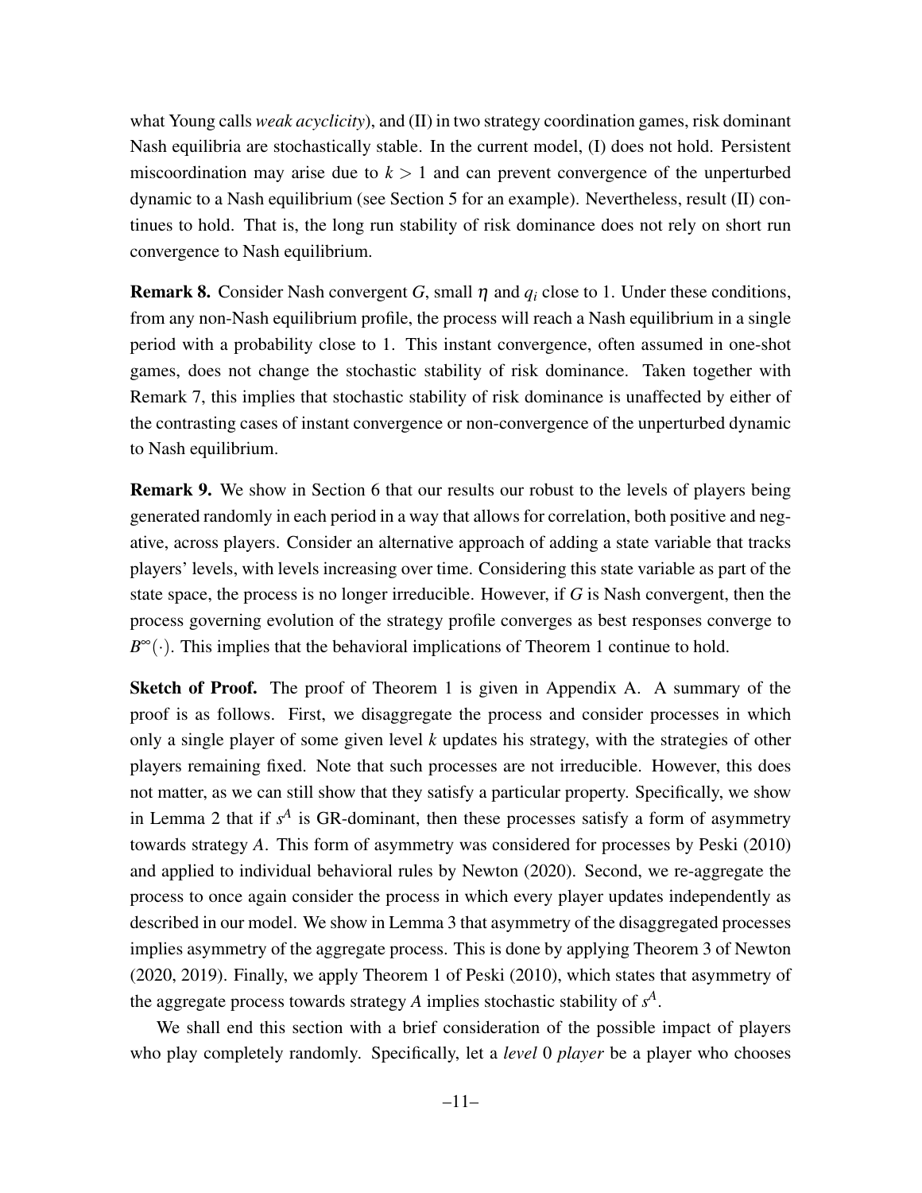what Young calls *weak acyclicity*), and (II) in two strategy coordination games, risk dominant Nash equilibria are stochastically stable. In the current model, (I) does not hold. Persistent miscoordination may arise due to $k > 1$ and can prevent convergence of the unperturbed dynamic to a Nash equilibrium (see Section 5 for an example). Nevertheless, result (II) continues to hold. That is, the long run stability of risk dominance does not rely on short run convergence to Nash equilibrium.

**Remark 8.** Consider Nash convergent $G$, small $\eta$ and $q_i$ close to 1. Under these conditions, from any non-Nash equilibrium profile, the process will reach a Nash equilibrium in a single period with a probability close to 1. This instant convergence, often assumed in one-shot games, does not change the stochastic stability of risk dominance. Taken together with Remark 7, this implies that stochastic stability of risk dominance is unaffected by either of the contrasting cases of instant convergence or non-convergence of the unperturbed dynamic to Nash equilibrium.

**Remark 9.** We show in Section 6 that our results our robust to the levels of players being generated randomly in each period in a way that allows for correlation, both positive and negative, across players. Consider an alternative approach of adding a state variable that tracks players' levels, with levels increasing over time. Considering this state variable as part of the state space, the process is no longer irreducible. However, if $G$ is Nash convergent, then the process governing evolution of the strategy profile converges as best responses converge to $B^{\infty}(\cdot)$. This implies that the behavioral implications of Theorem 1 continue to hold.

**Sketch of Proof.** The proof of Theorem 1 is given in Appendix A. A summary of the proof is as follows. First, we disaggregate the process and consider processes in which only a single player of some given level $k$ updates his strategy, with the strategies of other players remaining fixed. Note that such processes are not irreducible. However, this does not matter, as we can still show that they satisfy a particular property. Specifically, we show in Lemma 2 that if $s^A$ is GR-dominant, then these processes satisfy a form of asymmetry towards strategy $A$. This form of asymmetry was considered for processes by Peski (2010) and applied to individual behavioral rules by Newton (2020). Second, we re-aggregate the process to once again consider the process in which every player updates independently as described in our model. We show in Lemma 3 that asymmetry of the disaggregated processes implies asymmetry of the aggregate process. This is done by applying Theorem 3 of Newton (2020, 2019). Finally, we apply Theorem 1 of Peski (2010), which states that asymmetry of the aggregate process towards strategy $A$ implies stochastic stability of $s^A$.

We shall end this section with a brief consideration of the possible impact of players who play completely randomly. Specifically, let a *level* 0 *player* be a player who chooses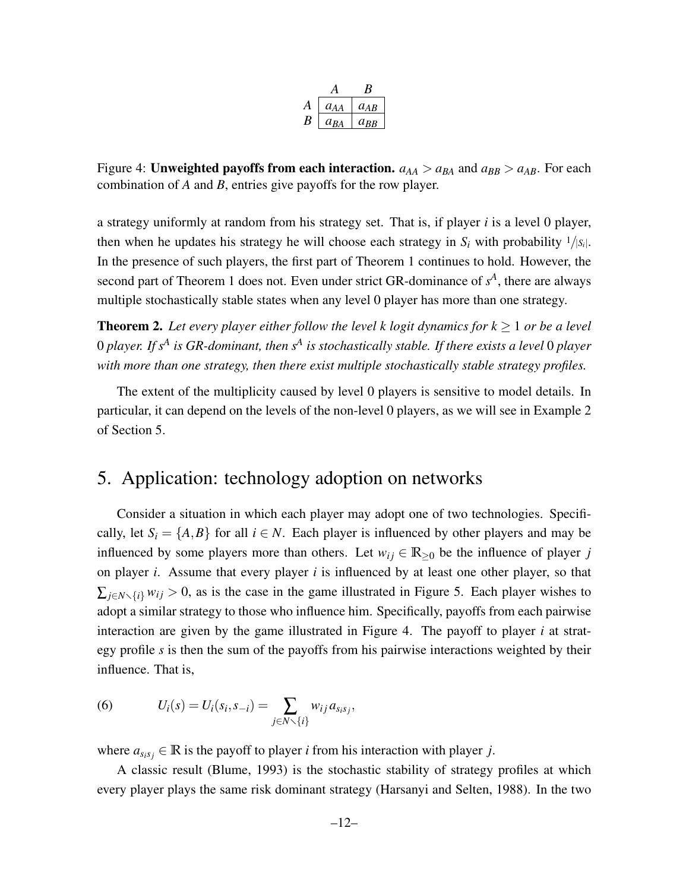|   | $A$ | $B$ |
|---|---|---|
| $A$ | $a_{AA}$ | $a_{AB}$ |
| $B$ | $a_{BA}$ | $a_{BB}$ |

Figure 4: **Unweighted payoffs from each interaction.** $a_{AA} > a_{BA}$ and $a_{BB} > a_{AB}$. For each combination of $A$ and $B$, entries give payoffs for the row player.

a strategy uniformly at random from his strategy set. That is, if player $i$ is a level 0 player, then when he updates his strategy he will choose each strategy in $S_i$ with probability $1/|S_i|$. In the presence of such players, the first part of Theorem 1 continues to hold. However, the second part of Theorem 1 does not. Even under strict GR-dominance of $s^A$, there are always multiple stochastically stable states when any level 0 player has more than one strategy.

**Theorem 2.** *Let every player either follow the level k logit dynamics for $k \geq 1$ or be a level 0 player. If $s^A$ is GR-dominant, then $s^A$ is stochastically stable. If there exists a level 0 player with more than one strategy, then there exist multiple stochastically stable strategy profiles.*

The extent of the multiplicity caused by level 0 players is sensitive to model details. In particular, it can depend on the levels of the non-level 0 players, as we will see in Example 2 of Section 5.

# 5. Application: technology adoption on networks

Consider a situation in which each player may adopt one of two technologies. Specifically, let $S_i = \{A, B\}$ for all $i \in N$. Each player is influenced by other players and may be influenced by some players more than others. Let $w_{ij} \in \mathbb{R}_{\geq 0}$ be the influence of player $j$ on player $i$. Assume that every player $i$ is influenced by at least one other player, so that $\sum_{j \in N \setminus \{i\}} w_{ij} > 0$, as is the case in the game illustrated in Figure 5. Each player wishes to adopt a similar strategy to those who influence him. Specifically, payoffs from each pairwise interaction are given by the game illustrated in Figure 4. The payoff to player $i$ at strategy profile $s$ is then the sum of the payoffs from his pairwise interactions weighted by their influence. That is,

$$
U_i(s) = U_i(s_i, s_{-i}) = \sum_{j \in N \setminus \{i\}} w_{ij} a_{s_i s_j}, \tag{6}
$$

where $a_{s_i s_j} \in \mathbb{R}$ is the payoff to player $i$ from his interaction with player $j$.

A classic result (Blume, 1993) is the stochastic stability of strategy profiles at which every player plays the same risk dominant strategy (Harsanyi and Selten, 1988). In the two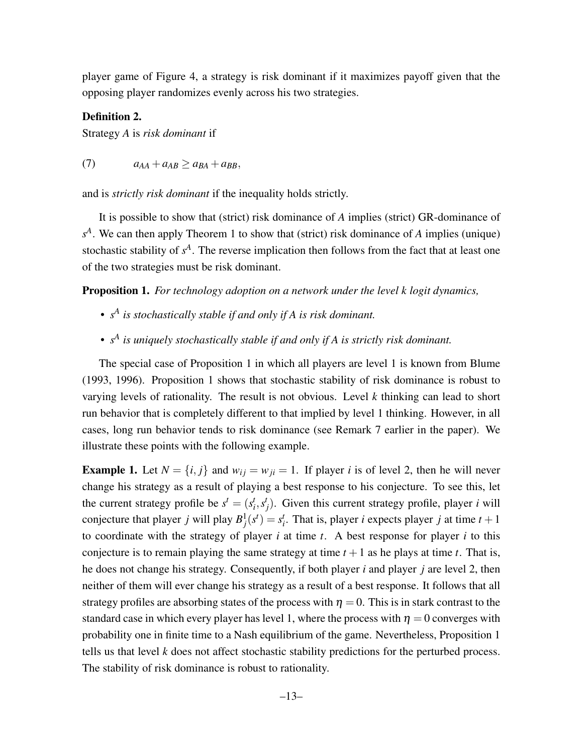player game of Figure 4, a strategy is risk dominant if it maximizes payoff given that the opposing player randomizes evenly across his two strategies.

**Definition 2.**
Strategy $A$ is *risk dominant* if

$$(7) \qquad a_{AA} + a_{AB} \geq a_{BA} + a_{BB},$$

and is *strictly risk dominant* if the inequality holds strictly.

It is possible to show that (strict) risk dominance of $A$ implies (strict) GR-dominance of $s^A$. We can then apply Theorem 1 to show that (strict) risk dominance of $A$ implies (unique) stochastic stability of $s^A$. The reverse implication then follows from the fact that at least one of the two strategies must be risk dominant.

**Proposition 1.** *For technology adoption on a network under the level k logit dynamics,*

- *$s^A$ is stochastically stable if and only if A is risk dominant.*
- *$s^A$ is uniquely stochastically stable if and only if A is strictly risk dominant.*

The special case of Proposition 1 in which all players are level 1 is known from Blume (1993, 1996). Proposition 1 shows that stochastic stability of risk dominance is robust to varying levels of rationality. The result is not obvious. Level $k$ thinking can lead to short run behavior that is completely different to that implied by level 1 thinking. However, in all cases, long run behavior tends to risk dominance (see Remark 7 earlier in the paper). We illustrate these points with the following example.

**Example 1.** Let $N = \{i, j\}$ and $w_{ij} = w_{ji} = 1$. If player $i$ is of level 2, then he will never change his strategy as a result of playing a best response to his conjecture. To see this, let the current strategy profile be $s^t = (s_i^t, s_j^t)$. Given this current strategy profile, player $i$ will conjecture that player $j$ will play $B_j^1(s^t) = s_i^t$. That is, player $i$ expects player $j$ at time $t+1$ to coordinate with the strategy of player $i$ at time $t$. A best response for player $i$ to this conjecture is to remain playing the same strategy at time $t+1$ as he plays at time $t$. That is, he does not change his strategy. Consequently, if both player $i$ and player $j$ are level 2, then neither of them will ever change his strategy as a result of a best response. It follows that all strategy profiles are absorbing states of the process with $\eta = 0$. This is in stark contrast to the standard case in which every player has level 1, where the process with $\eta = 0$ converges with probability one in finite time to a Nash equilibrium of the game. Nevertheless, Proposition 1 tells us that level $k$ does not affect stochastic stability predictions for the perturbed process. The stability of risk dominance is robust to rationality.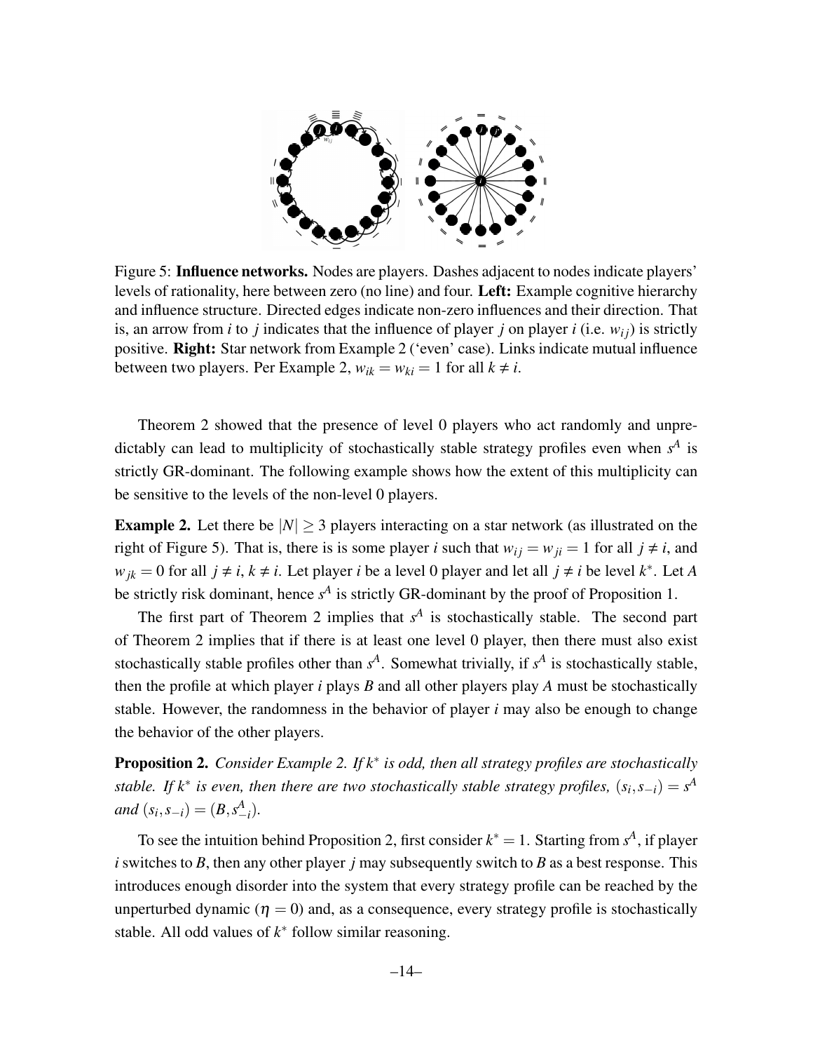Figure 5: **Influence networks.** Nodes are players. Dashes adjacent to nodes indicate players' levels of rationality, here between zero (no line) and four. **Left:** Example cognitive hierarchy and influence structure. Directed edges indicate non-zero influences and their direction. That is, an arrow from $i$ to $j$ indicates that the influence of player $j$ on player $i$ (i.e. $w_{ij}$) is strictly positive. **Right:** Star network from Example 2 ('even' case). Links indicate mutual influence between two players. Per Example 2, $w_{ik} = w_{ki} = 1$ for all $k \neq i$.

Theorem 2 showed that the presence of level 0 players who act randomly and unpredictably can lead to multiplicity of stochastically stable strategy profiles even when $s^A$ is strictly GR-dominant. The following example shows how the extent of this multiplicity can be sensitive to the levels of the non-level 0 players.

**Example 2.** Let there be $|N| \geq 3$ players interacting on a star network (as illustrated on the right of Figure 5). That is, there is is some player $i$ such that $w_{ij} = w_{ji} = 1$ for all $j \neq i$, and $w_{jk} = 0$ for all $j \neq i$, $k \neq i$. Let player $i$ be a level 0 player and let all $j \neq i$ be level $k^*$. Let $A$ be strictly risk dominant, hence $s^A$ is strictly GR-dominant by the proof of Proposition 1.

The first part of Theorem 2 implies that $s^A$ is stochastically stable. The second part of Theorem 2 implies that if there is at least one level 0 player, then there must also exist stochastically stable profiles other than $s^A$. Somewhat trivially, if $s^A$ is stochastically stable, then the profile at which player $i$ plays $B$ and all other players play $A$ must be stochastically stable. However, the randomness in the behavior of player $i$ may also be enough to change the behavior of the other players.

**Proposition 2.** *Consider Example 2. If $k^*$ is odd, then all strategy profiles are stochastically stable. If $k^*$ is even, then there are two stochastically stable strategy profiles, $(s_i, s_{-i}) = s^A$ and $(s_i, s_{-i}) = (B, s^A_{-i})$.*

To see the intuition behind Proposition 2, first consider $k^* = 1$. Starting from $s^A$, if player $i$ switches to $B$, then any other player $j$ may subsequently switch to $B$ as a best response. This introduces enough disorder into the system that every strategy profile can be reached by the unperturbed dynamic ($\eta = 0$) and, as a consequence, every strategy profile is stochastically stable. All odd values of $k^*$ follow similar reasoning.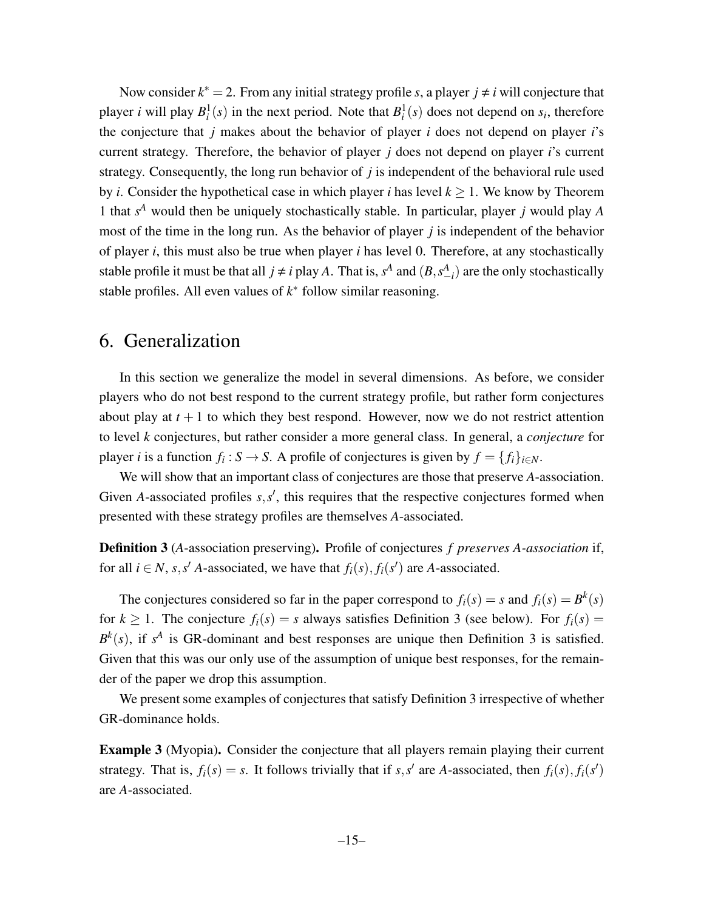Now consider $k^* = 2$. From any initial strategy profile $s$, a player $j \neq i$ will conjecture that player $i$ will play $B_i^1(s)$ in the next period. Note that $B_i^1(s)$ does not depend on $s_i$, therefore the conjecture that $j$ makes about the behavior of player $i$ does not depend on player $i$'s current strategy. Therefore, the behavior of player $j$ does not depend on player $i$'s current strategy. Consequently, the long run behavior of $j$ is independent of the behavioral rule used by $i$. Consider the hypothetical case in which player $i$ has level $k \geq 1$. We know by Theorem 1 that $s^A$ would then be uniquely stochastically stable. In particular, player $j$ would play $A$ most of the time in the long run. As the behavior of player $j$ is independent of the behavior of player $i$, this must also be true when player $i$ has level 0. Therefore, at any stochastically stable profile it must be that all $j \neq i$ play $A$. That is, $s^A$ and $(B, s_{-i}^A)$ are the only stochastically stable profiles. All even values of $k^*$ follow similar reasoning.

# 6. Generalization

In this section we generalize the model in several dimensions. As before, we consider players who do not best respond to the current strategy profile, but rather form conjectures about play at $t+1$ to which they best respond. However, now we do not restrict attention to level $k$ conjectures, but rather consider a more general class. In general, a *conjecture* for player $i$ is a function $f_i : S \to S$. A profile of conjectures is given by $f = \{f_i\}_{i \in N}$.

We will show that an important class of conjectures are those that preserve $A$-association. Given $A$-associated profiles $s, s'$, this requires that the respective conjectures formed when presented with these strategy profiles are themselves $A$-associated.

**Definition 3** (*A*-association preserving)**.** Profile of conjectures $f$ *preserves A-association* if, for all $i \in N$, $s, s'$ $A$-associated, we have that $f_i(s), f_i(s')$ are $A$-associated.

The conjectures considered so far in the paper correspond to $f_i(s) = s$ and $f_i(s) = B^k(s)$ for $k \geq 1$. The conjecture $f_i(s) = s$ always satisfies Definition 3 (see below). For $f_i(s) = B^k(s)$, if $s^A$ is GR-dominant and best responses are unique then Definition 3 is satisfied. Given that this was our only use of the assumption of unique best responses, for the remainder of the paper we drop this assumption.

We present some examples of conjectures that satisfy Definition 3 irrespective of whether GR-dominance holds.

**Example 3** (Myopia)**.** Consider the conjecture that all players remain playing their current strategy. That is, $f_i(s) = s$. It follows trivially that if $s, s'$ are $A$-associated, then $f_i(s), f_i(s')$ are $A$-associated.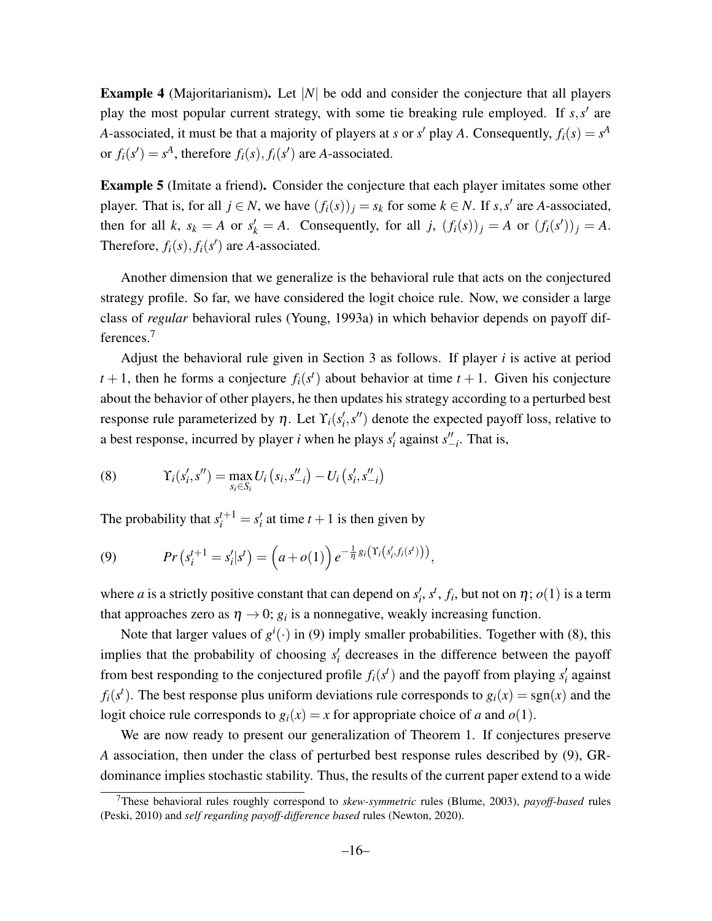**Example 4** (Majoritarianism)**.** Let $|N|$ be odd and consider the conjecture that all players play the most popular current strategy, with some tie breaking rule employed. If $s, s'$ are $A$-associated, it must be that a majority of players at $s$ or $s'$ play $A$. Consequently, $f_i(s) = s^A$ or $f_i(s') = s^A$, therefore $f_i(s), f_i(s')$ are $A$-associated.

**Example 5** (Imitate a friend)**.** Consider the conjecture that each player imitates some other player. That is, for all $j \in N$, we have $(f_i(s))_j = s_k$ for some $k \in N$. If $s, s'$ are $A$-associated, then for all $k$, $s_k = A$ or $s'_k = A$. Consequently, for all $j$, $(f_i(s))_j = A$ or $(f_i(s'))_j = A$. Therefore, $f_i(s), f_i(s')$ are $A$-associated.

Another dimension that we generalize is the behavioral rule that acts on the conjectured strategy profile. So far, we have considered the logit choice rule. Now, we consider a large class of *regular* behavioral rules (Young, 1993a) in which behavior depends on payoff differences.[7]

Adjust the behavioral rule given in Section 3 as follows. If player $i$ is active at period $t+1$, then he forms a conjecture $f_i(s^t)$ about behavior at time $t+1$. Given his conjecture about the behavior of other players, he then updates his strategy according to a perturbed best response rule parameterized by $\eta$. Let $\Upsilon_i(s'_i, s'')$ denote the expected payoff loss, relative to a best response, incurred by player $i$ when he plays $s'_i$ against $s''_{-i}$. That is,

$$\Upsilon_i(s'_i, s'') = \max_{s_i \in S_i} U_i\left(s_i, s''_{-i}\right) - U_i\left(s'_i, s''_{-i}\right) \tag{8}$$

The probability that $s_i^{t+1} = s'_i$ at time $t+1$ is then given by

$$Pr\left(s_i^{t+1} = s'_i | s^t\right) = \Big(a + o(1)\Big)\, e^{-\frac{1}{\eta} g_i\left(\Upsilon_i\left(s'_i, f_i(s^t)\right)\right)}, \tag{9}$$

where $a$ is a strictly positive constant that can depend on $s'_i$, $s^t$, $f_i$, but not on $\eta$; $o(1)$ is a term that approaches zero as $\eta \to 0$; $g_i$ is a nonnegative, weakly increasing function.

Note that larger values of $g^i(\cdot)$ in (9) imply smaller probabilities. Together with (8), this implies that the probability of choosing $s'_i$ decreases in the difference between the payoff from best responding to the conjectured profile $f_i(s^t)$ and the payoff from playing $s'_i$ against $f_i(s^t)$. The best response plus uniform deviations rule corresponds to $g_i(x) = \text{sgn}(x)$ and the logit choice rule corresponds to $g_i(x) = x$ for appropriate choice of $a$ and $o(1)$.

We are now ready to present our generalization of Theorem 1. If conjectures preserve $A$ association, then under the class of perturbed best response rules described by (9), GR-dominance implies stochastic stability. Thus, the results of the current paper extend to a wide

[7] These behavioral rules roughly correspond to *skew-symmetric* rules (Blume, 2003), *payoff-based* rules (Peski, 2010) and *self regarding payoff-difference based* rules (Newton, 2020).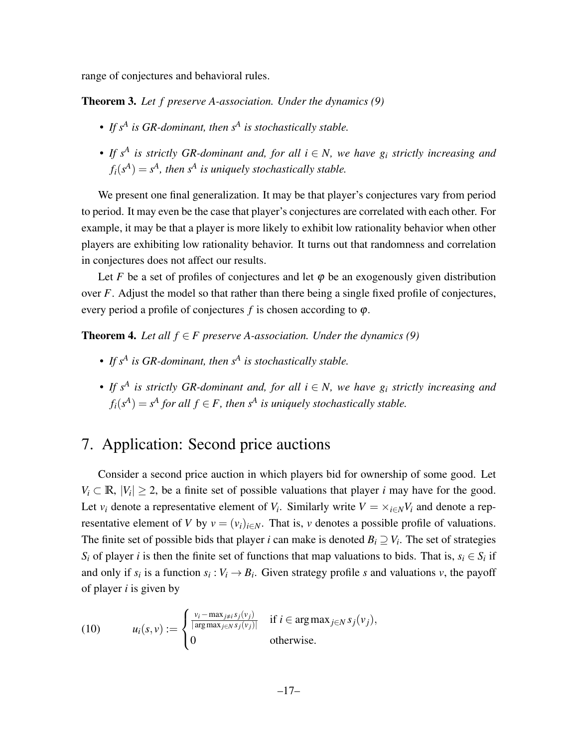range of conjectures and behavioral rules.

**Theorem 3.** *Let $f$ preserve A-association. Under the dynamics (9)*

- *If $s^A$ is GR-dominant, then $s^A$ is stochastically stable.*
- *If $s^A$ is strictly GR-dominant and, for all $i \in N$, we have $g_i$ strictly increasing and $f_i(s^A) = s^A$, then $s^A$ is uniquely stochastically stable.*

We present one final generalization. It may be that player's conjectures vary from period to period. It may even be the case that player's conjectures are correlated with each other. For example, it may be that a player is more likely to exhibit low rationality behavior when other players are exhibiting low rationality behavior. It turns out that randomness and correlation in conjectures does not affect our results.

Let $F$ be a set of profiles of conjectures and let $\varphi$ be an exogenously given distribution over $F$. Adjust the model so that rather than there being a single fixed profile of conjectures, every period a profile of conjectures $f$ is chosen according to $\varphi$.

**Theorem 4.** *Let all $f \in F$ preserve A-association. Under the dynamics (9)*

- *If $s^A$ is GR-dominant, then $s^A$ is stochastically stable.*
- *If $s^A$ is strictly GR-dominant and, for all $i \in N$, we have $g_i$ strictly increasing and $f_i(s^A) = s^A$ for all $f \in F$, then $s^A$ is uniquely stochastically stable.*

# 7. Application: Second price auctions

Consider a second price auction in which players bid for ownership of some good. Let $V_i \subset \mathbb{R}$, $|V_i| \geq 2$, be a finite set of possible valuations that player $i$ may have for the good. Let $v_i$ denote a representative element of $V_i$. Similarly write $V = \times_{i \in N} V_i$ and denote a representative element of $V$ by $v = (v_i)_{i \in N}$. That is, $v$ denotes a possible profile of valuations. The finite set of possible bids that player $i$ can make is denoted $B_i \supseteq V_i$. The set of strategies $S_i$ of player $i$ is then the finite set of functions that map valuations to bids. That is, $s_i \in S_i$ if and only if $s_i$ is a function $s_i : V_i \to B_i$. Given strategy profile $s$ and valuations $v$, the payoff of player $i$ is given by

$$(10) \qquad u_i(s,v) := \begin{cases} \frac{v_i - \max_{j \neq i} s_j(v_j)}{|\arg\max_{j \in N} s_j(v_j)|} & \text{if } i \in \arg\max_{j \in N} s_j(v_j), \\ 0 & \text{otherwise.} \end{cases}$$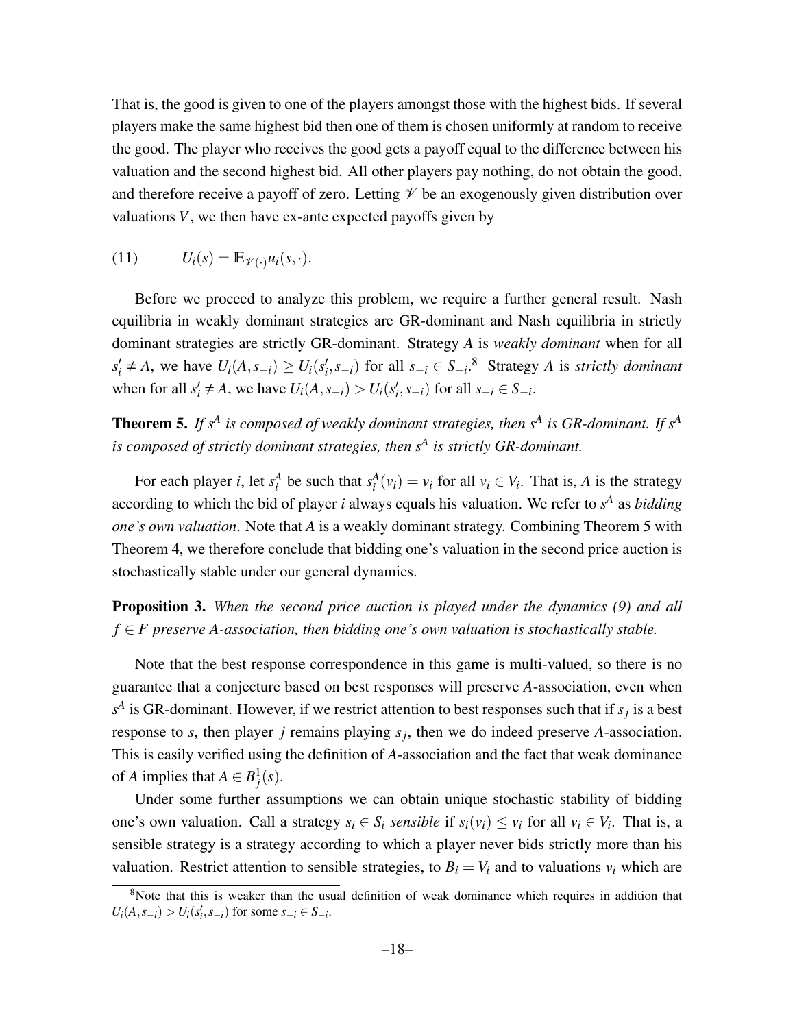That is, the good is given to one of the players amongst those with the highest bids. If several players make the same highest bid then one of them is chosen uniformly at random to receive the good. The player who receives the good gets a payoff equal to the difference between his valuation and the second highest bid. All other players pay nothing, do not obtain the good, and therefore receive a payoff of zero. Letting $\mathscr{V}$ be an exogenously given distribution over valuations $V$, we then have ex-ante expected payoffs given by

$$U_i(s) = \mathbb{E}_{\mathscr{V}(\cdot)} u_i(s, \cdot). \tag{11}$$

Before we proceed to analyze this problem, we require a further general result. Nash equilibria in weakly dominant strategies are GR-dominant and Nash equilibria in strictly dominant strategies are strictly GR-dominant. Strategy $A$ is *weakly dominant* when for all $s_i' \neq A$, we have $U_i(A, s_{-i}) \geq U_i(s_i', s_{-i})$ for all $s_{-i} \in S_{-i}$.[8] Strategy $A$ is *strictly dominant* when for all $s_i' \neq A$, we have $U_i(A, s_{-i}) > U_i(s_i', s_{-i})$ for all $s_{-i} \in S_{-i}$.

**Theorem 5.** *If $s^A$ is composed of weakly dominant strategies, then $s^A$ is GR-dominant. If $s^A$ is composed of strictly dominant strategies, then $s^A$ is strictly GR-dominant.*

For each player $i$, let $s_i^A$ be such that $s_i^A(v_i) = v_i$ for all $v_i \in V_i$. That is, $A$ is the strategy according to which the bid of player $i$ always equals his valuation. We refer to $s^A$ as *bidding one's own valuation*. Note that $A$ is a weakly dominant strategy. Combining Theorem 5 with Theorem 4, we therefore conclude that bidding one's valuation in the second price auction is stochastically stable under our general dynamics.

**Proposition 3.** *When the second price auction is played under the dynamics (9) and all $f \in F$ preserve A-association, then bidding one's own valuation is stochastically stable.*

Note that the best response correspondence in this game is multi-valued, so there is no guarantee that a conjecture based on best responses will preserve $A$-association, even when $s^A$ is GR-dominant. However, if we restrict attention to best responses such that if $s_j$ is a best response to $s$, then player $j$ remains playing $s_j$, then we do indeed preserve $A$-association. This is easily verified using the definition of $A$-association and the fact that weak dominance of $A$ implies that $A \in B_j^1(s)$.

Under some further assumptions we can obtain unique stochastic stability of bidding one's own valuation. Call a strategy $s_i \in S_i$ *sensible* if $s_i(v_i) \leq v_i$ for all $v_i \in V_i$. That is, a sensible strategy is a strategy according to which a player never bids strictly more than his valuation. Restrict attention to sensible strategies, to $B_i = V_i$ and to valuations $v_i$ which are

[8] Note that this is weaker than the usual definition of weak dominance which requires in addition that $U_i(A, s_{-i}) > U_i(s_i', s_{-i})$ for some $s_{-i} \in S_{-i}$.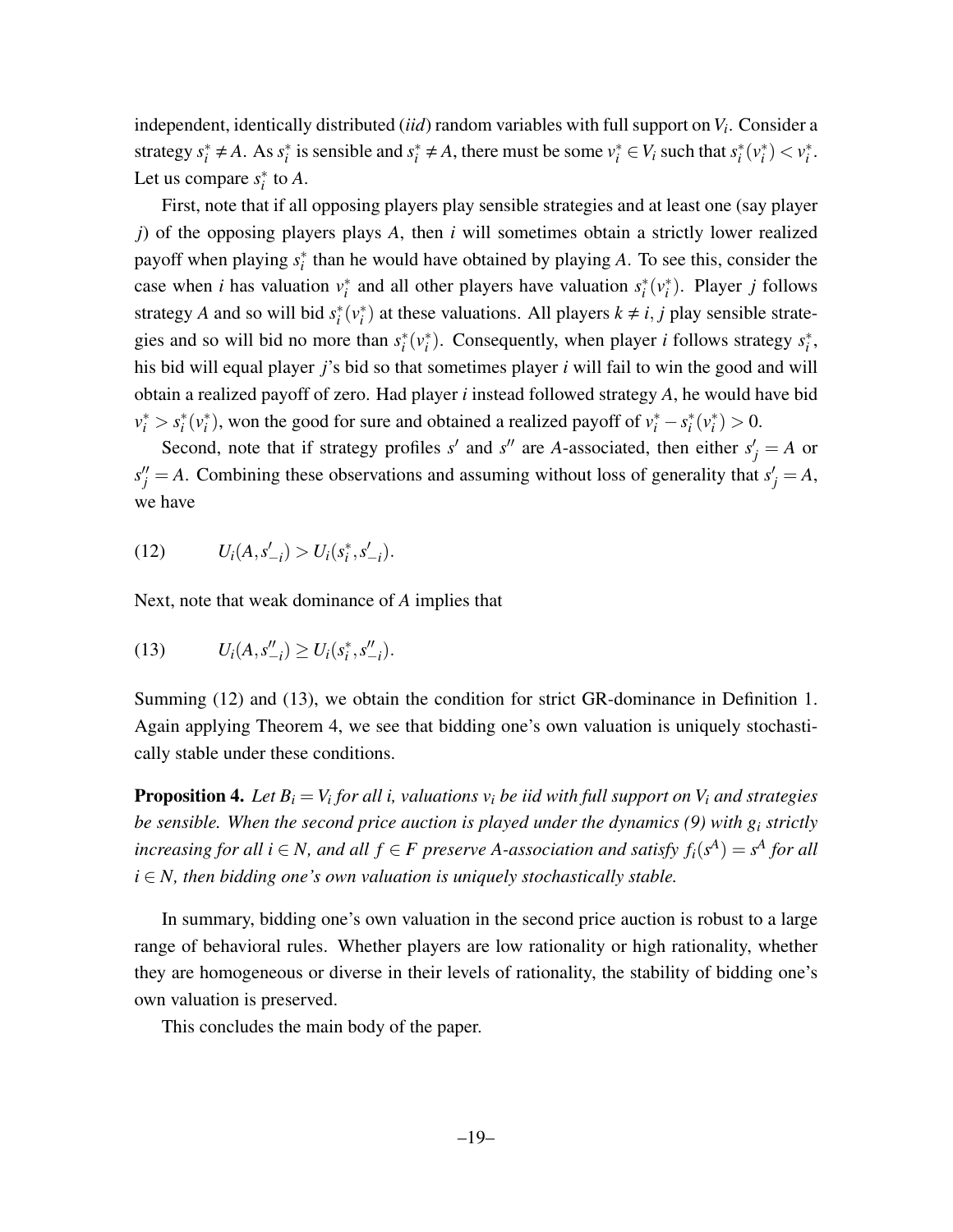independent, identically distributed (*iid*) random variables with full support on $V_i$. Consider a strategy $s_i^* \neq A$. As $s_i^*$ is sensible and $s_i^* \neq A$, there must be some $v_i^* \in V_i$ such that $s_i^*(v_i^*) < v_i^*$. Let us compare $s_i^*$ to $A$.

First, note that if all opposing players play sensible strategies and at least one (say player $j$) of the opposing players plays $A$, then $i$ will sometimes obtain a strictly lower realized payoff when playing $s_i^*$ than he would have obtained by playing $A$. To see this, consider the case when $i$ has valuation $v_i^*$ and all other players have valuation $s_i^*(v_i^*)$. Player $j$ follows strategy $A$ and so will bid $s_i^*(v_i^*)$ at these valuations. All players $k \neq i, j$ play sensible strategies and so will bid no more than $s_i^*(v_i^*)$. Consequently, when player $i$ follows strategy $s_i^*$, his bid will equal player $j$'s bid so that sometimes player $i$ will fail to win the good and will obtain a realized payoff of zero. Had player $i$ instead followed strategy $A$, he would have bid $v_i^* > s_i^*(v_i^*)$, won the good for sure and obtained a realized payoff of $v_i^* - s_i^*(v_i^*) > 0$.

Second, note that if strategy profiles $s'$ and $s''$ are $A$-associated, then either $s'_j = A$ or $s''_j = A$. Combining these observations and assuming without loss of generality that $s'_j = A$, we have

$$U_i(A, s'_{-i}) > U_i(s_i^*, s'_{-i}). \tag{12}$$

Next, note that weak dominance of $A$ implies that

$$U_i(A, s''_{-i}) \geq U_i(s_i^*, s''_{-i}). \tag{13}$$

Summing (12) and (13), we obtain the condition for strict GR-dominance in Definition 1. Again applying Theorem 4, we see that bidding one's own valuation is uniquely stochastically stable under these conditions.

**Proposition 4.** *Let $B_i = V_i$ for all i, valuations $v_i$ be iid with full support on $V_i$ and strategies be sensible. When the second price auction is played under the dynamics (9) with $g_i$ strictly increasing for all $i \in N$, and all $f \in F$ preserve A-association and satisfy $f_i(s^A) = s^A$ for all $i \in N$, then bidding one's own valuation is uniquely stochastically stable.*

In summary, bidding one's own valuation in the second price auction is robust to a large range of behavioral rules. Whether players are low rationality or high rationality, whether they are homogeneous or diverse in their levels of rationality, the stability of bidding one's own valuation is preserved.

This concludes the main body of the paper.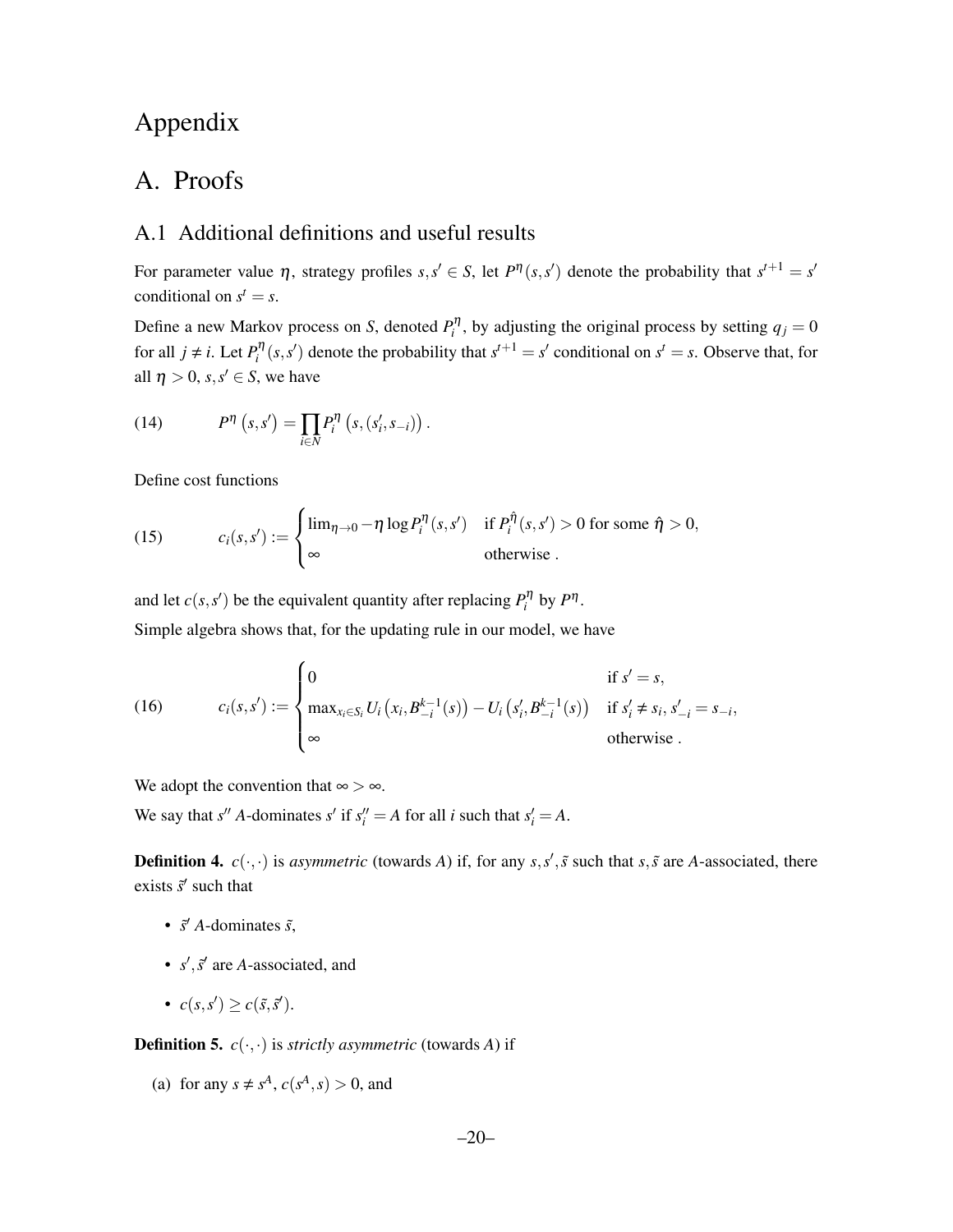# Appendix

# A. Proofs

## A.1 Additional definitions and useful results

For parameter value $\eta$, strategy profiles $s, s' \in S$, let $P^{\eta}(s,s')$ denote the probability that $s^{t+1} = s'$ conditional on $s^t = s$.

Define a new Markov process on $S$, denoted $P_i^{\eta}$, by adjusting the original process by setting $q_j = 0$ for all $j \neq i$. Let $P_i^{\eta}(s,s')$ denote the probability that $s^{t+1} = s'$ conditional on $s^t = s$. Observe that, for all $\eta > 0$, $s, s' \in S$, we have

$$P^{\eta}\left(s,s'\right) = \prod_{i \in N} P_i^{\eta}\left(s,(s_i', s_{-i})\right). \tag{14}$$

Define cost functions

$$c_i(s,s') := \begin{cases} \lim_{\eta \to 0} -\eta \log P_i^{\eta}(s,s') & \text{if } P_i^{\hat{\eta}}(s,s') > 0 \text{ for some } \hat{\eta} > 0, \\ \infty & \text{otherwise}. \end{cases} \tag{15}$$

and let $c(s,s')$ be the equivalent quantity after replacing $P_i^{\eta}$ by $P^{\eta}$.

Simple algebra shows that, for the updating rule in our model, we have

$$c_i(s,s') := \begin{cases} 0 & \text{if } s' = s, \\ \max_{x_i \in S_i} U_i\left(x_i, B_{-i}^{k-1}(s)\right) - U_i\left(s_i', B_{-i}^{k-1}(s)\right) & \text{if } s_i' \neq s_i,\, s_{-i}' = s_{-i}, \\ \infty & \text{otherwise}. \end{cases} \tag{16}$$

We adopt the convention that $\infty > \infty$.

We say that $s''$ $A$-dominates $s'$ if $s_i'' = A$ for all $i$ such that $s_i' = A$.

**Definition 4.** $c(\cdot,\cdot)$ is *asymmetric* (towards $A$) if, for any $s, s', \tilde{s}$ such that $s, \tilde{s}$ are $A$-associated, there exists $\tilde{s}'$ such that

- $\tilde{s}'$ $A$-dominates $\tilde{s}$,
- $s', \tilde{s}'$ are $A$-associated, and
- $c(s,s') \geq c(\tilde{s}, \tilde{s}')$.

**Definition 5.** $c(\cdot,\cdot)$ is *strictly asymmetric* (towards $A$) if

(a) for any $s \neq s^A$, $c(s^A, s) > 0$, and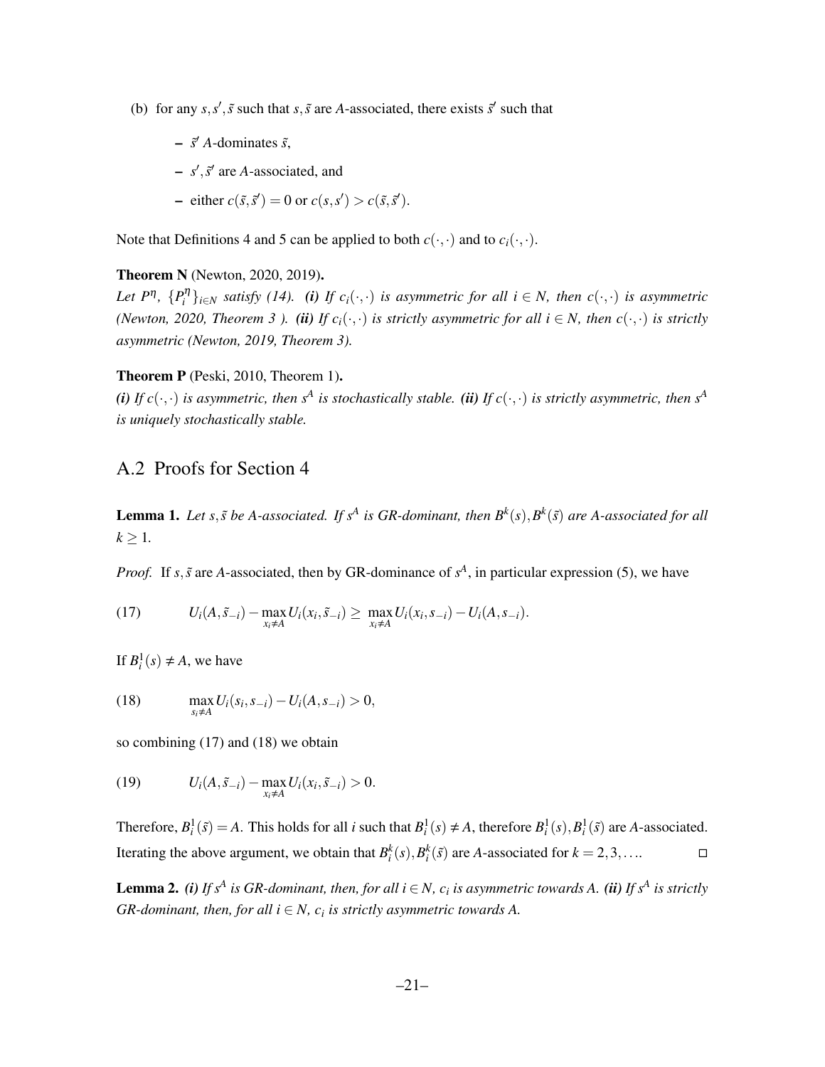(b) for any $s, s', \tilde{s}$ such that $s, \tilde{s}$ are $A$-associated, there exists $\tilde{s}'$ such that

- $\tilde{s}'$ $A$-dominates $\tilde{s}$,
- $s', \tilde{s}'$ are $A$-associated, and
- either $c(\tilde{s}, \tilde{s}') = 0$ or $c(s, s') > c(\tilde{s}, \tilde{s}')$.

Note that Definitions 4 and 5 can be applied to both $c(\cdot,\cdot)$ and to $c_i(\cdot,\cdot)$.

**Theorem N** (Newton, 2020, 2019)**.**
*Let $P^\eta$, $\{P_i^\eta\}_{i \in N}$ satisfy (14).* ***(i)*** *If $c_i(\cdot,\cdot)$ is asymmetric for all $i \in N$, then $c(\cdot,\cdot)$ is asymmetric (Newton, 2020, Theorem 3 ).* ***(ii)*** *If $c_i(\cdot,\cdot)$ is strictly asymmetric for all $i \in N$, then $c(\cdot,\cdot)$ is strictly asymmetric (Newton, 2019, Theorem 3).*

**Theorem P** (Peski, 2010, Theorem 1)**.**
***(i)*** *If $c(\cdot,\cdot)$ is asymmetric, then $s^A$ is stochastically stable.* ***(ii)*** *If $c(\cdot,\cdot)$ is strictly asymmetric, then $s^A$ is uniquely stochastically stable.*

## A.2 Proofs for Section 4

**Lemma 1.** *Let $s, \tilde{s}$ be $A$-associated. If $s^A$ is GR-dominant, then $B^k(s), B^k(\tilde{s})$ are $A$-associated for all $k \geq 1$.*

*Proof.* If $s, \tilde{s}$ are $A$-associated, then by GR-dominance of $s^A$, in particular expression (5), we have

$$(17) \qquad U_i(A, \tilde{s}_{-i}) - \max_{x_i \neq A} U_i(x_i, \tilde{s}_{-i}) \geq \max_{x_i \neq A} U_i(x_i, s_{-i}) - U_i(A, s_{-i}).$$

If $B_i^1(s) \neq A$, we have

$$(18) \qquad \max_{s_i \neq A} U_i(s_i, s_{-i}) - U_i(A, s_{-i}) > 0,$$

so combining (17) and (18) we obtain

$$(19) \qquad U_i(A, \tilde{s}_{-i}) - \max_{x_i \neq A} U_i(x_i, \tilde{s}_{-i}) > 0.$$

Therefore, $B_i^1(\tilde{s}) = A$. This holds for all $i$ such that $B_i^1(s) \neq A$, therefore $B_i^1(s), B_i^1(\tilde{s})$ are $A$-associated. Iterating the above argument, we obtain that $B_i^k(s), B_i^k(\tilde{s})$ are $A$-associated for $k = 2, 3, \ldots$. $\square$

**Lemma 2.** ***(i)*** *If $s^A$ is GR-dominant, then, for all $i \in N$, $c_i$ is asymmetric towards $A$.* ***(ii)*** *If $s^A$ is strictly GR-dominant, then, for all $i \in N$, $c_i$ is strictly asymmetric towards $A$.*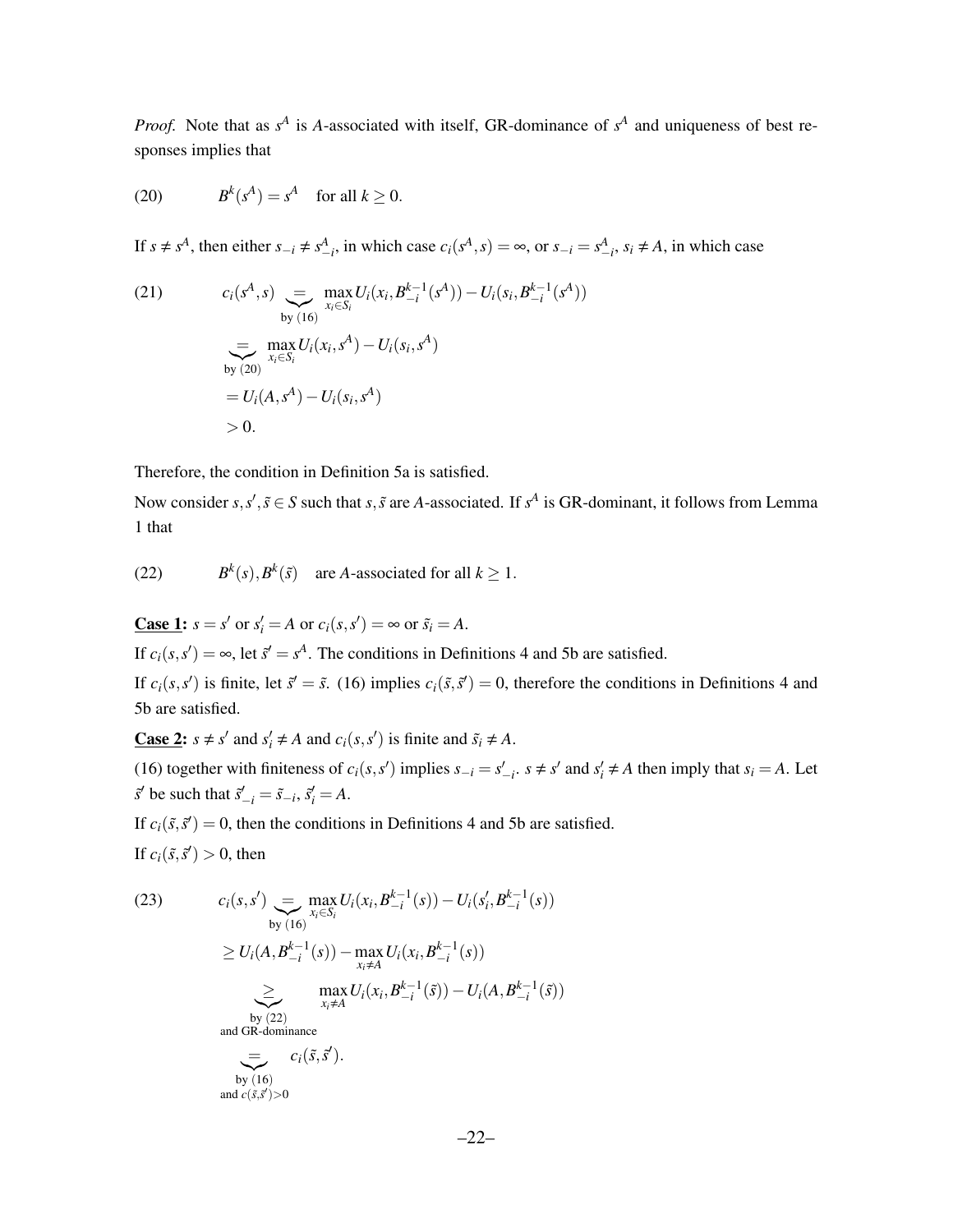*Proof.* Note that as $s^A$ is $A$-associated with itself, GR-dominance of $s^A$ and uniqueness of best responses implies that

$$B^k(s^A) = s^A \quad \text{for all } k \geq 0. \tag{20}$$

If $s \neq s^A$, then either $s_{-i} \neq s^A_{-i}$, in which case $c_i(s^A, s) = \infty$, or $s_{-i} = s^A_{-i}$, $s_i \neq A$, in which case

$$\begin{aligned}
c_i(s^A, s) &\underbrace{=}_{\text{by (16)}} \max_{x_i \in S_i} U_i(x_i, B^{k-1}_{-i}(s^A)) - U_i(s_i, B^{k-1}_{-i}(s^A)) \\
&\underbrace{=}_{\text{by (20)}} \max_{x_i \in S_i} U_i(x_i, s^A) - U_i(s_i, s^A) \\
&= U_i(A, s^A) - U_i(s_i, s^A) \\
&> 0.
\end{aligned} \tag{21}$$

Therefore, the condition in Definition 5a is satisfied.

Now consider $s, s', \tilde{s} \in S$ such that $s, \tilde{s}$ are $A$-associated. If $s^A$ is GR-dominant, it follows from Lemma 1 that

$$B^k(s), B^k(\tilde{s}) \quad \text{are } A\text{-associated for all } k \geq 1. \tag{22}$$

**Case 1:** $s = s'$ or $s'_i = A$ or $c_i(s, s') = \infty$ or $\tilde{s}_i = A$.

If $c_i(s, s') = \infty$, let $\tilde{s}' = s^A$. The conditions in Definitions 4 and 5b are satisfied.

If $c_i(s, s')$ is finite, let $\tilde{s}' = \tilde{s}$. (16) implies $c_i(\tilde{s}, \tilde{s}') = 0$, therefore the conditions in Definitions 4 and 5b are satisfied.

**Case 2:** $s \neq s'$ and $s'_i \neq A$ and $c_i(s, s')$ is finite and $\tilde{s}_i \neq A$.

(16) together with finiteness of $c_i(s, s')$ implies $s_{-i} = s'_{-i}$. $s \neq s'$ and $s'_i \neq A$ then imply that $s_i = A$. Let $\tilde{s}'$ be such that $\tilde{s}'_{-i} = \tilde{s}_{-i}$, $\tilde{s}'_i = A$.

If $c_i(\tilde{s}, \tilde{s}') = 0$, then the conditions in Definitions 4 and 5b are satisfied.

If $c_i(\tilde{s}, \tilde{s}') > 0$, then

$$\begin{aligned}
c_i(s, s') &\underbrace{=}_{\text{by (16)}} \max_{x_i \in S_i} U_i(x_i, B^{k-1}_{-i}(s)) - U_i(s'_i, B^{k-1}_{-i}(s)) \\
&\geq U_i(A, B^{k-1}_{-i}(s)) - \max_{x_i \neq A} U_i(x_i, B^{k-1}_{-i}(s)) \\
&\underbrace{\geq}_{\substack{\text{by (22)} \\ \text{and GR-dominance}}} \max_{x_i \neq A} U_i(x_i, B^{k-1}_{-i}(\tilde{s})) - U_i(A, B^{k-1}_{-i}(\tilde{s})) \\
&\underbrace{=}_{\substack{\text{by (16)} \\ \text{and } c(\tilde{s}, \tilde{s}') > 0}} c_i(\tilde{s}, \tilde{s}').
\end{aligned} \tag{23}$$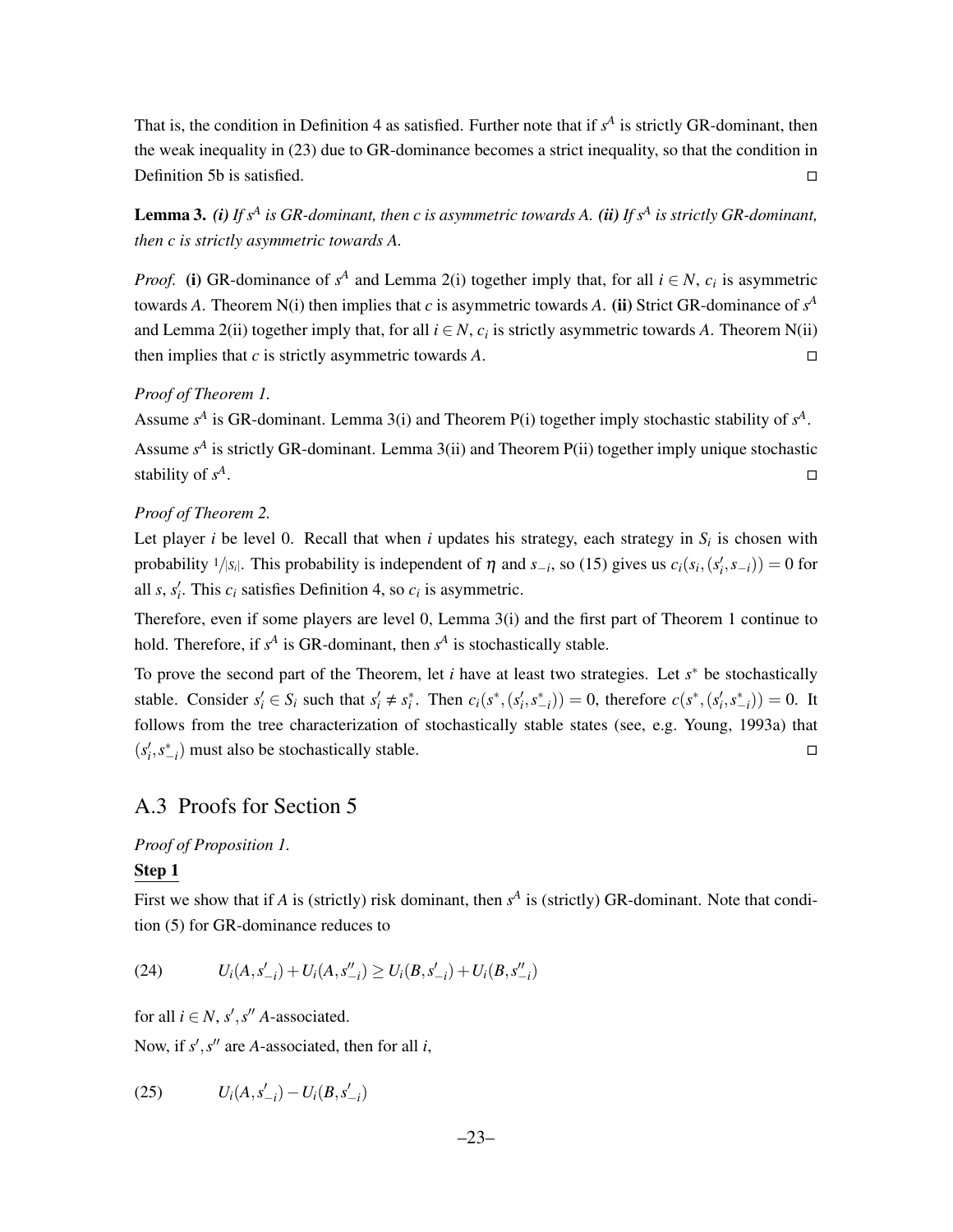That is, the condition in Definition 4 as satisfied. Further note that if $s^A$ is strictly GR-dominant, then the weak inequality in (23) due to GR-dominance becomes a strict inequality, so that the condition in Definition 5b is satisfied. $\square$

**Lemma 3.** ***(i)*** *If $s^A$ is GR-dominant, then $c$ is asymmetric towards $A$.* ***(ii)*** *If $s^A$ is strictly GR-dominant, then $c$ is strictly asymmetric towards $A$.*

*Proof.* **(i)** GR-dominance of $s^A$ and Lemma 2(i) together imply that, for all $i \in N$, $c_i$ is asymmetric towards $A$. Theorem N(i) then implies that $c$ is asymmetric towards $A$. **(ii)** Strict GR-dominance of $s^A$ and Lemma 2(ii) together imply that, for all $i \in N$, $c_i$ is strictly asymmetric towards $A$. Theorem N(ii) then implies that $c$ is strictly asymmetric towards $A$. $\square$

*Proof of Theorem 1.*

Assume $s^A$ is GR-dominant. Lemma 3(i) and Theorem P(i) together imply stochastic stability of $s^A$.

Assume $s^A$ is strictly GR-dominant. Lemma 3(ii) and Theorem P(ii) together imply unique stochastic stability of $s^A$. $\square$

*Proof of Theorem 2.*

Let player $i$ be level 0. Recall that when $i$ updates his strategy, each strategy in $S_i$ is chosen with probability $1/|S_i|$. This probability is independent of $\eta$ and $s_{-i}$, so (15) gives us $c_i(s_i,(s'_i,s_{-i})) = 0$ for all $s$, $s'_i$. This $c_i$ satisfies Definition 4, so $c_i$ is asymmetric.

Therefore, even if some players are level 0, Lemma 3(i) and the first part of Theorem 1 continue to hold. Therefore, if $s^A$ is GR-dominant, then $s^A$ is stochastically stable.

To prove the second part of the Theorem, let $i$ have at least two strategies. Let $s^*$ be stochastically stable. Consider $s'_i \in S_i$ such that $s'_i \neq s^*_i$. Then $c_i(s^*,(s'_i,s^*_{-i})) = 0$, therefore $c(s^*,(s'_i,s^*_{-i})) = 0$. It follows from the tree characterization of stochastically stable states (see, e.g. Young, 1993a) that $(s'_i,s^*_{-i})$ must also be stochastically stable. $\square$

## A.3 Proofs for Section 5

*Proof of Proposition 1.*

**<u>Step 1</u>**

First we show that if $A$ is (strictly) risk dominant, then $s^A$ is (strictly) GR-dominant. Note that condition (5) for GR-dominance reduces to

$$(24) \qquad U_i(A,s'_{-i}) + U_i(A,s''_{-i}) \geq U_i(B,s'_{-i}) + U_i(B,s''_{-i})$$

for all $i \in N$, $s', s''$ $A$-associated.

Now, if $s', s''$ are $A$-associated, then for all $i$,

$$(25) \qquad U_i(A,s'_{-i}) - U_i(B,s'_{-i})$$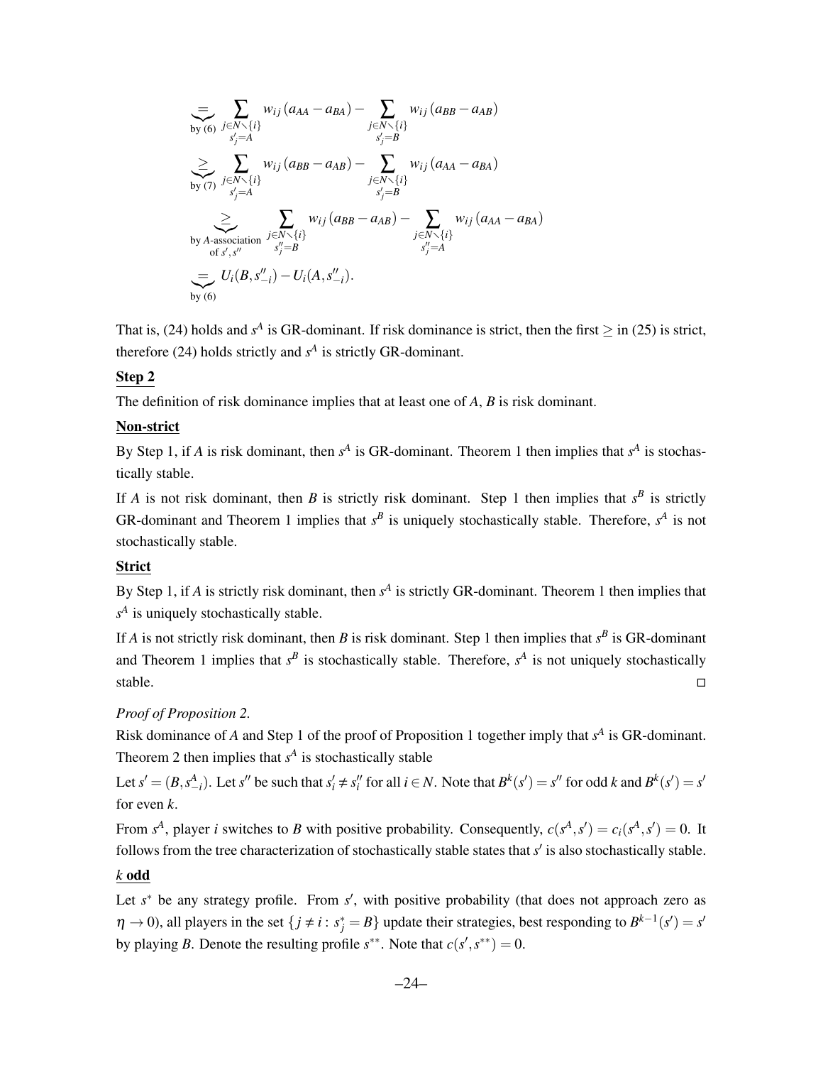$$
\begin{aligned}
&\underbrace{=}_{\text{by (6)}} \sum_{\substack{j\in N\smallsetminus\{i\}\\ s'_j=A}} w_{ij}\,(a_{AA}-a_{BA}) - \sum_{\substack{j\in N\smallsetminus\{i\}\\ s'_j=B}} w_{ij}\,(a_{BB}-a_{AB})\\
&\underbrace{\geq}_{\text{by (7)}} \sum_{\substack{j\in N\smallsetminus\{i\}\\ s'_j=A}} w_{ij}\,(a_{BB}-a_{AB}) - \sum_{\substack{j\in N\smallsetminus\{i\}\\ s'_j=B}} w_{ij}\,(a_{AA}-a_{BA})\\
&\underbrace{\geq}_{\substack{\text{by } A\text{-association}\\ \text{of } s',s''}} \sum_{\substack{j\in N\smallsetminus\{i\}\\ s''_j=B}} w_{ij}\,(a_{BB}-a_{AB}) - \sum_{\substack{j\in N\smallsetminus\{i\}\\ s''_j=A}} w_{ij}\,(a_{AA}-a_{BA})\\
&\underbrace{=}_{\text{by (6)}} U_i(B,s''_{-i}) - U_i(A,s''_{-i}).
\end{aligned}
$$

That is, (24) holds and $s^A$ is GR-dominant. If risk dominance is strict, then the first $\geq$ in (25) is strict, therefore (24) holds strictly and $s^A$ is strictly GR-dominant.

**Step 2**

The definition of risk dominance implies that at least one of $A$, $B$ is risk dominant.

**Non-strict**

By Step 1, if $A$ is risk dominant, then $s^A$ is GR-dominant. Theorem 1 then implies that $s^A$ is stochastically stable.

If $A$ is not risk dominant, then $B$ is strictly risk dominant. Step 1 then implies that $s^B$ is strictly GR-dominant and Theorem 1 implies that $s^B$ is uniquely stochastically stable. Therefore, $s^A$ is not stochastically stable.

**Strict**

By Step 1, if $A$ is strictly risk dominant, then $s^A$ is strictly GR-dominant. Theorem 1 then implies that $s^A$ is uniquely stochastically stable.

If $A$ is not strictly risk dominant, then $B$ is risk dominant. Step 1 then implies that $s^B$ is GR-dominant and Theorem 1 implies that $s^B$ is stochastically stable. Therefore, $s^A$ is not uniquely stochastically stable. □

*Proof of Proposition 2.*

Risk dominance of $A$ and Step 1 of the proof of Proposition 1 together imply that $s^A$ is GR-dominant. Theorem 2 then implies that $s^A$ is stochastically stable

Let $s' = (B, s^A_{-i})$. Let $s''$ be such that $s'_i \neq s''_i$ for all $i \in N$. Note that $B^k(s') = s''$ for odd $k$ and $B^k(s') = s'$ for even $k$.

From $s^A$, player $i$ switches to $B$ with positive probability. Consequently, $c(s^A, s') = c_i(s^A, s') = 0$. It follows from the tree characterization of stochastically stable states that $s'$ is also stochastically stable.

**$k$ odd**

Let $s^*$ be any strategy profile. From $s'$, with positive probability (that does not approach zero as $\eta \to 0$), all players in the set $\{j \neq i : s^*_j = B\}$ update their strategies, best responding to $B^{k-1}(s') = s'$ by playing $B$. Denote the resulting profile $s^{**}$. Note that $c(s', s^{**}) = 0$.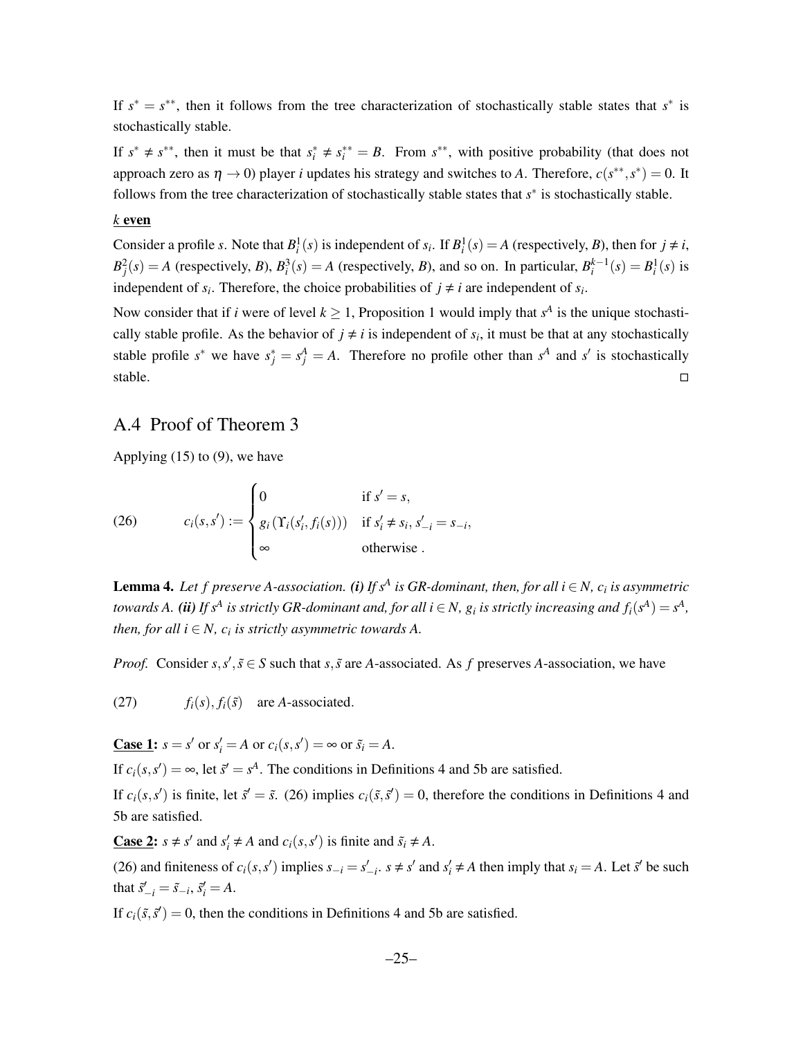If $s^* = s^{**}$, then it follows from the tree characterization of stochastically stable states that $s^*$ is stochastically stable.

If $s^* \neq s^{**}$, then it must be that $s_i^* \neq s_i^{**} = B$. From $s^{**}$, with positive probability (that does not approach zero as $\eta \to 0$) player $i$ updates his strategy and switches to $A$. Therefore, $c(s^{**}, s^*) = 0$. It follows from the tree characterization of stochastically stable states that $s^*$ is stochastically stable.

***k* even**

Consider a profile $s$. Note that $B_i^1(s)$ is independent of $s_i$. If $B_i^1(s) = A$ (respectively, $B$), then for $j \neq i$, $B_j^2(s) = A$ (respectively, $B$), $B_i^3(s) = A$ (respectively, $B$), and so on. In particular, $B_i^{k-1}(s) = B_i^1(s)$ is independent of $s_i$. Therefore, the choice probabilities of $j \neq i$ are independent of $s_i$.

Now consider that if $i$ were of level $k \geq 1$, Proposition 1 would imply that $s^A$ is the unique stochastically stable profile. As the behavior of $j \neq i$ is independent of $s_i$, it must be that at any stochastically stable profile $s^*$ we have $s_j^* = s_j^A = A$. Therefore no profile other than $s^A$ and $s'$ is stochastically stable. □

## A.4 Proof of Theorem 3

Applying (15) to (9), we have

$$
(26) \qquad c_i(s, s') := \begin{cases} 0 & \text{if } s' = s, \\ g_i\left(\Upsilon_i(s_i', f_i(s))\right) & \text{if } s_i' \neq s_i, s_{-i}' = s_{-i}, \\ \infty & \text{otherwise} . \end{cases}
$$

**Lemma 4.** *Let $f$ preserve A-association. **(i)** If $s^A$ is GR-dominant, then, for all $i \in N$, $c_i$ is asymmetric towards A. **(ii)** If $s^A$ is strictly GR-dominant and, for all $i \in N$, $g_i$ is strictly increasing and $f_i(s^A) = s^A$, then, for all $i \in N$, $c_i$ is strictly asymmetric towards A.*

*Proof.* Consider $s, s', \tilde{s} \in S$ such that $s, \tilde{s}$ are $A$-associated. As $f$ preserves $A$-association, we have

$$
(27) \qquad f_i(s), f_i(\tilde{s}) \quad \text{are } A\text{-associated.}
$$

**Case 1:** $s = s'$ or $s_i' = A$ or $c_i(s, s') = \infty$ or $\tilde{s}_i = A$.

If $c_i(s, s') = \infty$, let $\tilde{s}' = s^A$. The conditions in Definitions 4 and 5b are satisfied.

If $c_i(s, s')$ is finite, let $\tilde{s}' = \tilde{s}$. (26) implies $c_i(\tilde{s}, \tilde{s}') = 0$, therefore the conditions in Definitions 4 and 5b are satisfied.

**Case 2:** $s \neq s'$ and $s_i' \neq A$ and $c_i(s, s')$ is finite and $\tilde{s}_i \neq A$.

(26) and finiteness of $c_i(s, s')$ implies $s_{-i} = s_{-i}'$. $s \neq s'$ and $s_i' \neq A$ then imply that $s_i = A$. Let $\tilde{s}'$ be such that $\tilde{s}_{-i}' = \tilde{s}_{-i}$, $\tilde{s}_i' = A$.

If $c_i(\tilde{s}, \tilde{s}') = 0$, then the conditions in Definitions 4 and 5b are satisfied.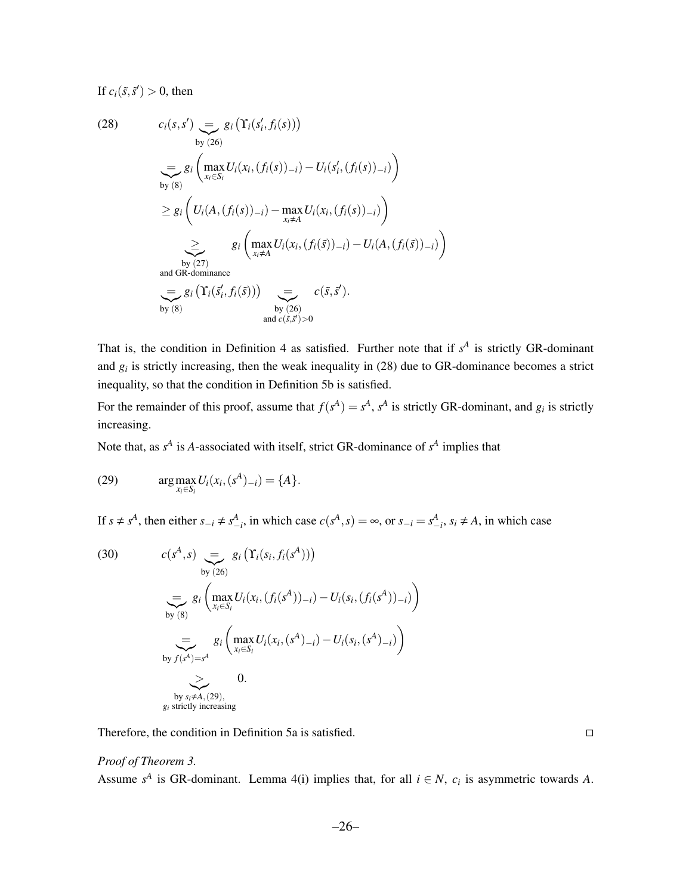If $c_i(\tilde{s}, \tilde{s}') > 0$, then

$$
\begin{aligned}
(28) \qquad c_i(s,s') &\underbrace{=}_{\text{by (26)}} g_i\left(\Upsilon_i(s_i', f_i(s))\right) \\
&\underbrace{=}_{\text{by (8)}} g_i\left(\max_{x_i \in S_i} U_i(x_i, (f_i(s))_{-i}) - U_i(s_i', (f_i(s))_{-i})\right) \\
&\geq g_i\left(U_i(A, (f_i(s))_{-i}) - \max_{x_i \neq A} U_i(x_i, (f_i(s))_{-i})\right) \\
&\underbrace{\geq}_{\substack{\text{by (27)} \\ \text{and GR-dominance}}} g_i\left(\max_{x_i \neq A} U_i(x_i, (f_i(\tilde{s}))_{-i}) - U_i(A, (f_i(\tilde{s}))_{-i})\right) \\
&\underbrace{=}_{\text{by (8)}} g_i\left(\Upsilon_i(\tilde{s}_i', f_i(\tilde{s}))\right) \underbrace{=}_{\substack{\text{by (26)} \\ \text{and } c(\tilde{s},\tilde{s}')>0}} c(\tilde{s}, \tilde{s}').
\end{aligned}
$$

That is, the condition in Definition 4 as satisfied. Further note that if $s^A$ is strictly GR-dominant and $g_i$ is strictly increasing, then the weak inequality in (28) due to GR-dominance becomes a strict inequality, so that the condition in Definition 5b is satisfied.

For the remainder of this proof, assume that $f(s^A) = s^A$, $s^A$ is strictly GR-dominant, and $g_i$ is strictly increasing.

Note that, as $s^A$ is $A$-associated with itself, strict GR-dominance of $s^A$ implies that

$$
(29) \qquad \arg\max_{x_i \in S_i} U_i(x_i, (s^A)_{-i}) = \{A\}.
$$

If $s \neq s^A$, then either $s_{-i} \neq s^A_{-i}$, in which case $c(s^A, s) = \infty$, or $s_{-i} = s^A_{-i}$, $s_i \neq A$, in which case

$$
\begin{aligned}
(30) \qquad c(s^A, s) &\underbrace{=}_{\text{by (26)}} g_i\left(\Upsilon_i(s_i, f_i(s^A))\right) \\
&\underbrace{=}_{\text{by (8)}} g_i\left(\max_{x_i \in S_i} U_i(x_i, (f_i(s^A))_{-i}) - U_i(s_i, (f_i(s^A))_{-i})\right) \\
&\underbrace{=}_{\text{by } f(s^A)=s^A} g_i\left(\max_{x_i \in S_i} U_i(x_i, (s^A)_{-i}) - U_i(s_i, (s^A)_{-i})\right) \\
&\underbrace{>}_{\substack{\text{by } s_i \neq A, (29), \\ g_i \text{ strictly increasing}}} 0.
\end{aligned}
$$

Therefore, the condition in Definition 5a is satisfied. □

*Proof of Theorem 3.*
Assume $s^A$ is GR-dominant. Lemma 4(i) implies that, for all $i \in N$, $c_i$ is asymmetric towards $A$.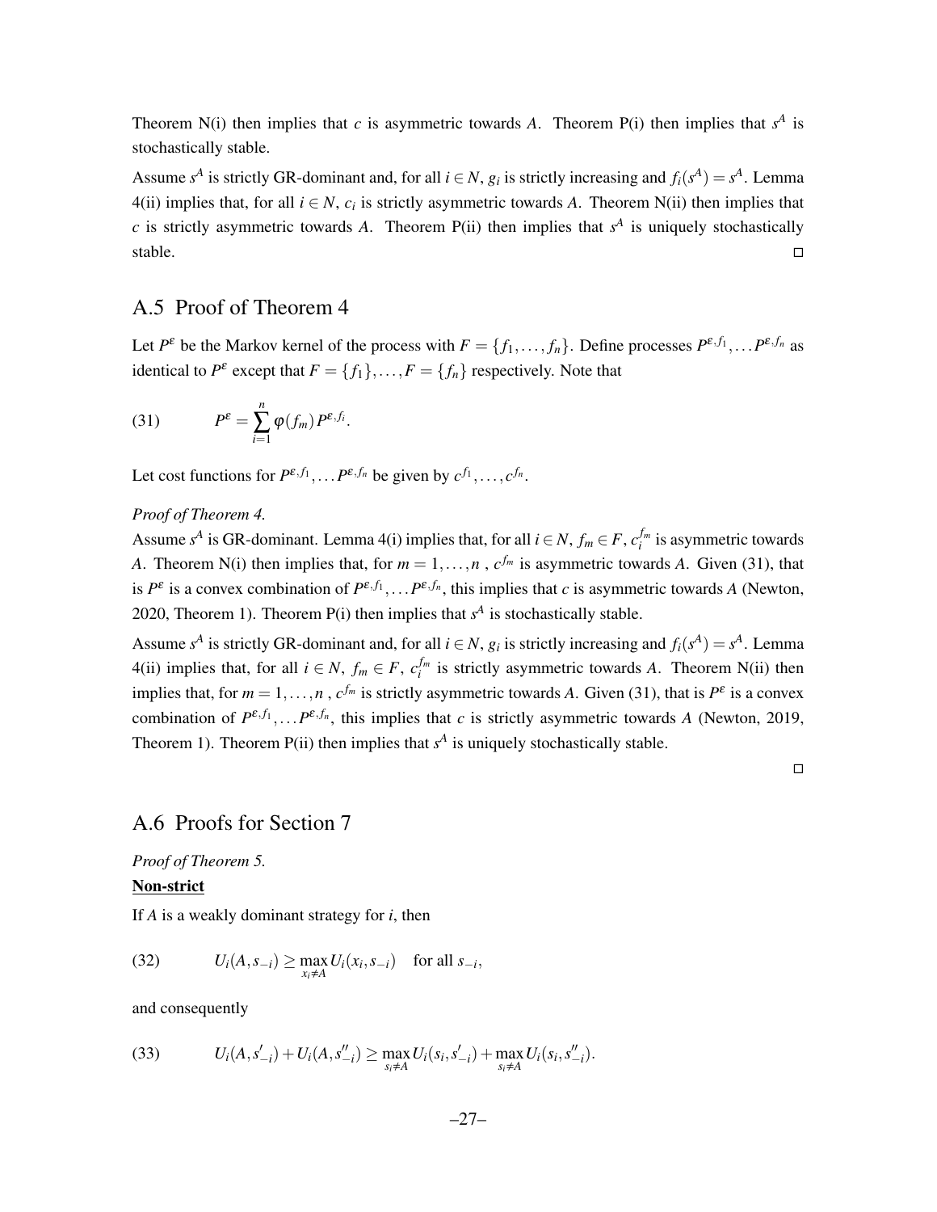Theorem N(i) then implies that $c$ is asymmetric towards $A$. Theorem P(i) then implies that $s^A$ is stochastically stable.

Assume $s^A$ is strictly GR-dominant and, for all $i \in N$, $g_i$ is strictly increasing and $f_i(s^A) = s^A$. Lemma 4(ii) implies that, for all $i \in N$, $c_i$ is strictly asymmetric towards $A$. Theorem N(ii) then implies that $c$ is strictly asymmetric towards $A$. Theorem P(ii) then implies that $s^A$ is uniquely stochastically stable. □

## A.5 Proof of Theorem 4

Let $P^\varepsilon$ be the Markov kernel of the process with $F = \{f_1, \ldots, f_n\}$. Define processes $P^{\varepsilon,f_1}, \ldots P^{\varepsilon,f_n}$ as identical to $P^\varepsilon$ except that $F = \{f_1\}, \ldots, F = \{f_n\}$ respectively. Note that

$$
P^\varepsilon = \sum_{i=1}^{n} \varphi(f_m) P^{\varepsilon,f_i}. \tag{31}
$$

Let cost functions for $P^{\varepsilon,f_1}, \ldots P^{\varepsilon,f_n}$ be given by $c^{f_1}, \ldots, c^{f_n}$.

*Proof of Theorem 4.*

Assume $s^A$ is GR-dominant. Lemma 4(i) implies that, for all $i \in N$, $f_m \in F$, $c_i^{f_m}$ is asymmetric towards $A$. Theorem N(i) then implies that, for $m = 1, \ldots, n$ , $c^{f_m}$ is asymmetric towards $A$. Given (31), that is $P^\varepsilon$ is a convex combination of $P^{\varepsilon,f_1}, \ldots P^{\varepsilon,f_n}$, this implies that $c$ is asymmetric towards $A$ (Newton, 2020, Theorem 1). Theorem P(i) then implies that $s^A$ is stochastically stable.

Assume $s^A$ is strictly GR-dominant and, for all $i \in N$, $g_i$ is strictly increasing and $f_i(s^A) = s^A$. Lemma 4(ii) implies that, for all $i \in N$, $f_m \in F$, $c_i^{f_m}$ is strictly asymmetric towards $A$. Theorem N(ii) then implies that, for $m = 1, \ldots, n$ , $c^{f_m}$ is strictly asymmetric towards $A$. Given (31), that is $P^\varepsilon$ is a convex combination of $P^{\varepsilon,f_1}, \ldots P^{\varepsilon,f_n}$, this implies that $c$ is strictly asymmetric towards $A$ (Newton, 2019, Theorem 1). Theorem P(ii) then implies that $s^A$ is uniquely stochastically stable.

□

## A.6 Proofs for Section 7

*Proof of Theorem 5.*

**<u>Non-strict</u>**

If $A$ is a weakly dominant strategy for $i$, then

$$
U_i(A, s_{-i}) \geq \max_{x_i \neq A} U_i(x_i, s_{-i}) \quad \text{for all } s_{-i}, \tag{32}
$$

and consequently

$$
U_i(A, s'_{-i}) + U_i(A, s''_{-i}) \geq \max_{s_i \neq A} U_i(s_i, s'_{-i}) + \max_{s_i \neq A} U_i(s_i, s''_{-i}). \tag{33}
$$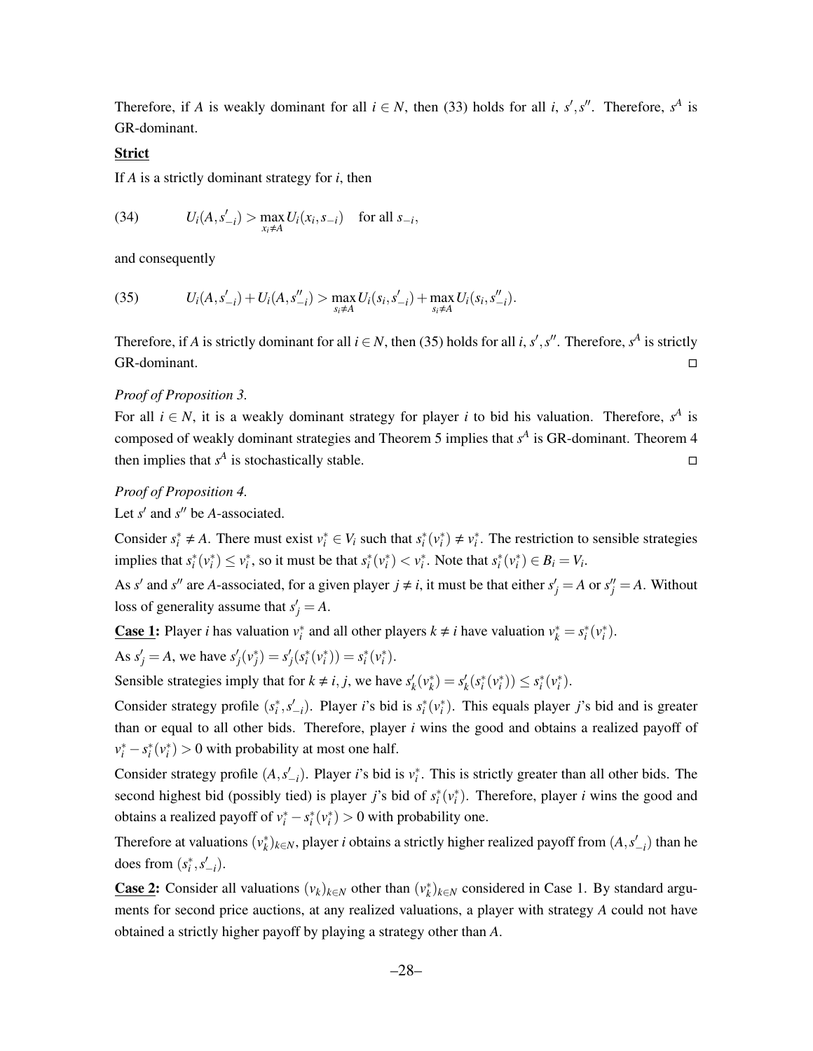Therefore, if $A$ is weakly dominant for all $i \in N$, then (33) holds for all $i$, $s', s''$. Therefore, $s^A$ is GR-dominant.

**Strict**

If $A$ is a strictly dominant strategy for $i$, then

$$(34) \qquad U_i(A, s'_{-i}) > \max_{x_i \neq A} U_i(x_i, s_{-i}) \quad \text{for all } s_{-i},$$

and consequently

$$(35) \qquad U_i(A, s'_{-i}) + U_i(A, s''_{-i}) > \max_{s_i \neq A} U_i(s_i, s'_{-i}) + \max_{s_i \neq A} U_i(s_i, s''_{-i}).$$

Therefore, if $A$ is strictly dominant for all $i \in N$, then (35) holds for all $i$, $s', s''$. Therefore, $s^A$ is strictly GR-dominant. □

*Proof of Proposition 3.*

For all $i \in N$, it is a weakly dominant strategy for player $i$ to bid his valuation. Therefore, $s^A$ is composed of weakly dominant strategies and Theorem 5 implies that $s^A$ is GR-dominant. Theorem 4 then implies that $s^A$ is stochastically stable. □

*Proof of Proposition 4.*

Let $s'$ and $s''$ be $A$-associated.

Consider $s_i^* \neq A$. There must exist $v_i^* \in V_i$ such that $s_i^*(v_i^*) \neq v_i^*$. The restriction to sensible strategies implies that $s_i^*(v_i^*) \leq v_i^*$, so it must be that $s_i^*(v_i^*) < v_i^*$. Note that $s_i^*(v_i^*) \in B_i = V_i$.

As $s'$ and $s''$ are $A$-associated, for a given player $j \neq i$, it must be that either $s'_j = A$ or $s''_j = A$. Without loss of generality assume that $s'_j = A$.

**Case 1:** Player $i$ has valuation $v_i^*$ and all other players $k \neq i$ have valuation $v_k^* = s_i^*(v_i^*)$.

As $s'_j = A$, we have $s'_j(v_j^*) = s'_j(s_i^*(v_i^*)) = s_i^*(v_i^*)$.

Sensible strategies imply that for $k \neq i, j$, we have $s'_k(v_k^*) = s'_k(s_i^*(v_i^*)) \leq s_i^*(v_i^*)$.

Consider strategy profile $(s_i^*, s'_{-i})$. Player $i$'s bid is $s_i^*(v_i^*)$. This equals player $j$'s bid and is greater than or equal to all other bids. Therefore, player $i$ wins the good and obtains a realized payoff of $v_i^* - s_i^*(v_i^*) > 0$ with probability at most one half.

Consider strategy profile $(A, s'_{-i})$. Player $i$'s bid is $v_i^*$. This is strictly greater than all other bids. The second highest bid (possibly tied) is player $j$'s bid of $s_i^*(v_i^*)$. Therefore, player $i$ wins the good and obtains a realized payoff of $v_i^* - s_i^*(v_i^*) > 0$ with probability one.

Therefore at valuations $(v_k^*)_{k \in N}$, player $i$ obtains a strictly higher realized payoff from $(A, s'_{-i})$ than he does from $(s_i^*, s'_{-i})$.

**Case 2:** Consider all valuations $(v_k)_{k \in N}$ other than $(v_k^*)_{k \in N}$ considered in Case 1. By standard arguments for second price auctions, at any realized valuations, a player with strategy $A$ could not have obtained a strictly higher payoff by playing a strategy other than $A$.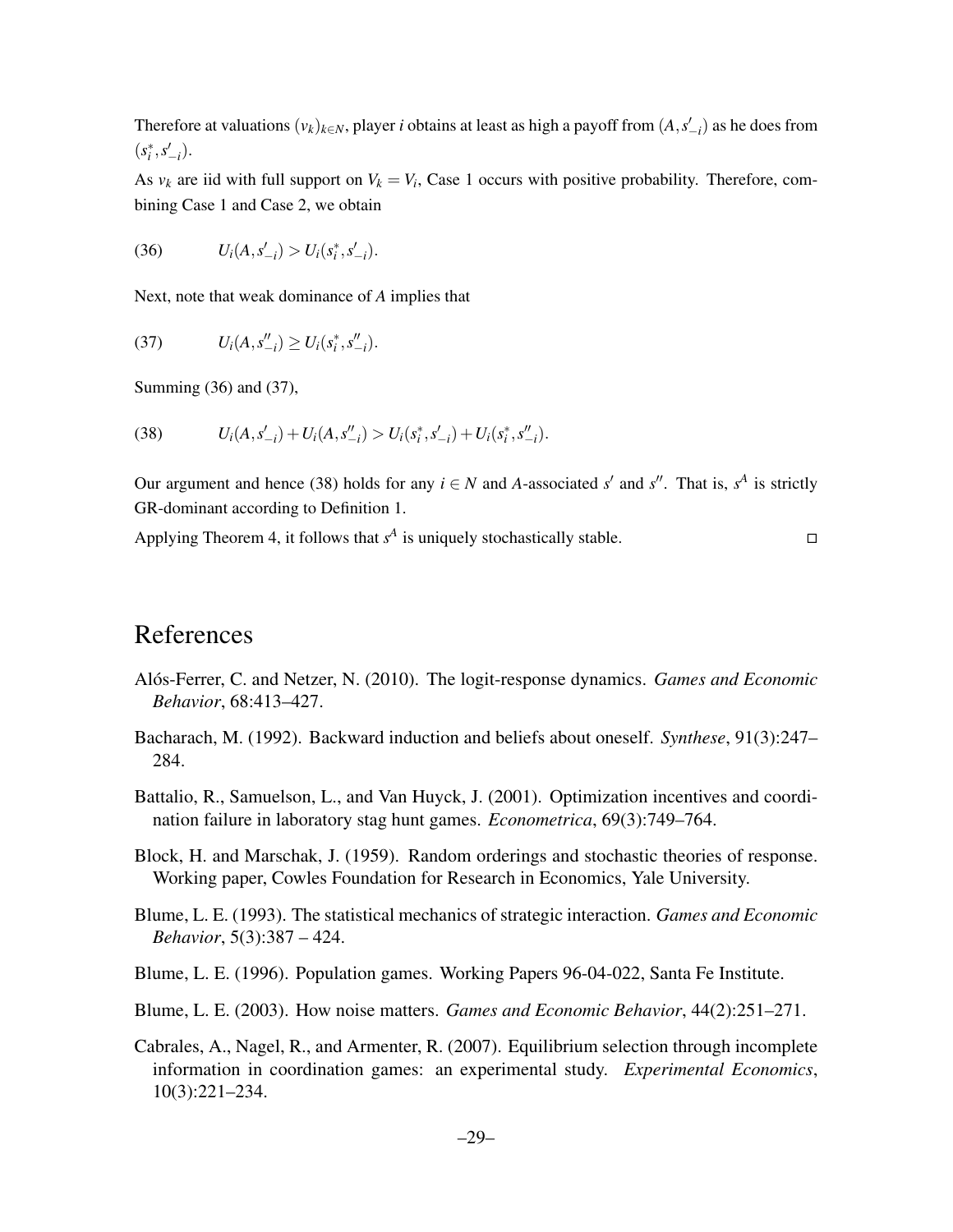Therefore at valuations $(v_k)_{k \in N}$, player $i$ obtains at least as high a payoff from $(A, s'_{-i})$ as he does from $(s^*_i, s'_{-i})$.

As $v_k$ are iid with full support on $V_k = V_i$, Case 1 occurs with positive probability. Therefore, combining Case 1 and Case 2, we obtain

$$U_i(A, s'_{-i}) > U_i(s^*_i, s'_{-i}). \tag{36}$$

Next, note that weak dominance of $A$ implies that

$$U_i(A, s''_{-i}) \geq U_i(s^*_i, s''_{-i}). \tag{37}$$

Summing (36) and (37),

$$U_i(A, s'_{-i}) + U_i(A, s''_{-i}) > U_i(s^*_i, s'_{-i}) + U_i(s^*_i, s''_{-i}). \tag{38}$$

Our argument and hence (38) holds for any $i \in N$ and $A$-associated $s'$ and $s''$. That is, $s^A$ is strictly GR-dominant according to Definition 1.

Applying Theorem 4, it follows that $s^A$ is uniquely stochastically stable. □

# References

Alós-Ferrer, C. and Netzer, N. (2010). The logit-response dynamics. *Games and Economic Behavior*, 68:413–427.

Bacharach, M. (1992). Backward induction and beliefs about oneself. *Synthese*, 91(3):247–284.

Battalio, R., Samuelson, L., and Van Huyck, J. (2001). Optimization incentives and coordination failure in laboratory stag hunt games. *Econometrica*, 69(3):749–764.

Block, H. and Marschak, J. (1959). Random orderings and stochastic theories of response. Working paper, Cowles Foundation for Research in Economics, Yale University.

Blume, L. E. (1993). The statistical mechanics of strategic interaction. *Games and Economic Behavior*, 5(3):387 – 424.

Blume, L. E. (1996). Population games. Working Papers 96-04-022, Santa Fe Institute.

Blume, L. E. (2003). How noise matters. *Games and Economic Behavior*, 44(2):251–271.

Cabrales, A., Nagel, R., and Armenter, R. (2007). Equilibrium selection through incomplete information in coordination games: an experimental study. *Experimental Economics*, 10(3):221–234.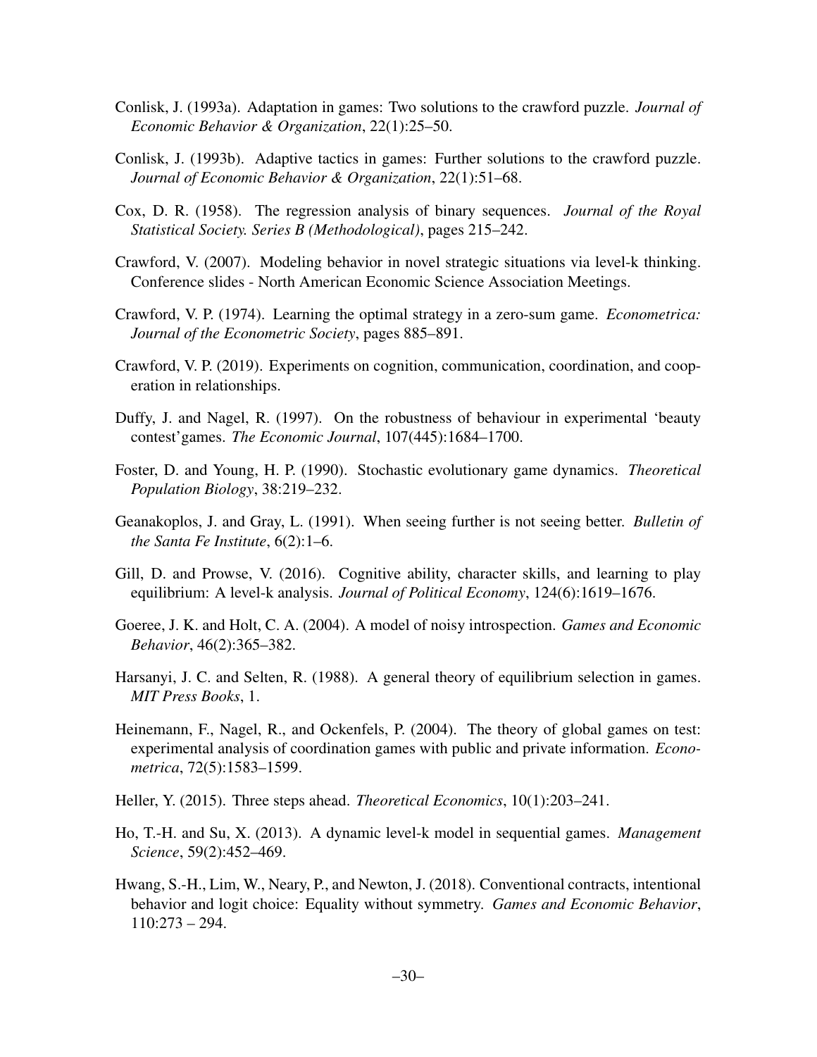Conlisk, J. (1993a). Adaptation in games: Two solutions to the crawford puzzle. *Journal of Economic Behavior & Organization*, 22(1):25–50.

Conlisk, J. (1993b). Adaptive tactics in games: Further solutions to the crawford puzzle. *Journal of Economic Behavior & Organization*, 22(1):51–68.

Cox, D. R. (1958). The regression analysis of binary sequences. *Journal of the Royal Statistical Society. Series B (Methodological)*, pages 215–242.

Crawford, V. (2007). Modeling behavior in novel strategic situations via level-k thinking. Conference slides - North American Economic Science Association Meetings.

Crawford, V. P. (1974). Learning the optimal strategy in a zero-sum game. *Econometrica: Journal of the Econometric Society*, pages 885–891.

Crawford, V. P. (2019). Experiments on cognition, communication, coordination, and cooperation in relationships.

Duffy, J. and Nagel, R. (1997). On the robustness of behaviour in experimental 'beauty contest'games. *The Economic Journal*, 107(445):1684–1700.

Foster, D. and Young, H. P. (1990). Stochastic evolutionary game dynamics. *Theoretical Population Biology*, 38:219–232.

Geanakoplos, J. and Gray, L. (1991). When seeing further is not seeing better. *Bulletin of the Santa Fe Institute*, 6(2):1–6.

Gill, D. and Prowse, V. (2016). Cognitive ability, character skills, and learning to play equilibrium: A level-k analysis. *Journal of Political Economy*, 124(6):1619–1676.

Goeree, J. K. and Holt, C. A. (2004). A model of noisy introspection. *Games and Economic Behavior*, 46(2):365–382.

Harsanyi, J. C. and Selten, R. (1988). A general theory of equilibrium selection in games. *MIT Press Books*, 1.

Heinemann, F., Nagel, R., and Ockenfels, P. (2004). The theory of global games on test: experimental analysis of coordination games with public and private information. *Econometrica*, 72(5):1583–1599.

Heller, Y. (2015). Three steps ahead. *Theoretical Economics*, 10(1):203–241.

Ho, T.-H. and Su, X. (2013). A dynamic level-k model in sequential games. *Management Science*, 59(2):452–469.

Hwang, S.-H., Lim, W., Neary, P., and Newton, J. (2018). Conventional contracts, intentional behavior and logit choice: Equality without symmetry. *Games and Economic Behavior*, 110:273 – 294.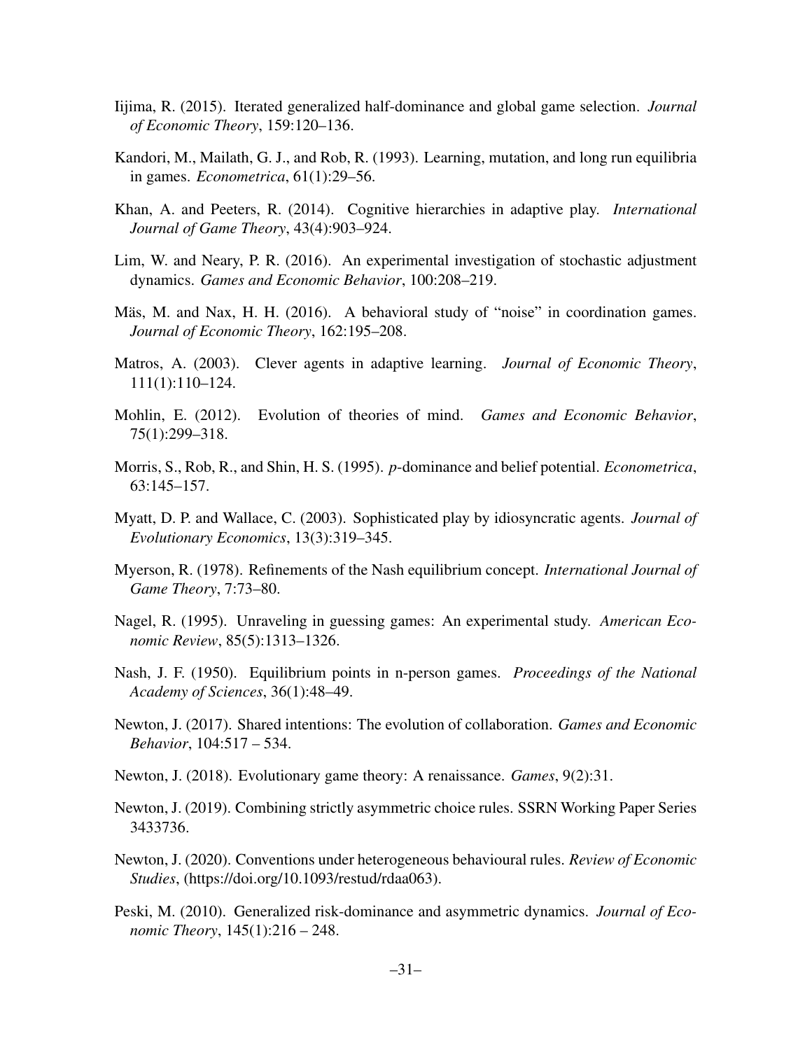Iijima, R. (2015). Iterated generalized half-dominance and global game selection. *Journal of Economic Theory*, 159:120–136.

Kandori, M., Mailath, G. J., and Rob, R. (1993). Learning, mutation, and long run equilibria in games. *Econometrica*, 61(1):29–56.

Khan, A. and Peeters, R. (2014). Cognitive hierarchies in adaptive play. *International Journal of Game Theory*, 43(4):903–924.

Lim, W. and Neary, P. R. (2016). An experimental investigation of stochastic adjustment dynamics. *Games and Economic Behavior*, 100:208–219.

Mäs, M. and Nax, H. H. (2016). A behavioral study of "noise" in coordination games. *Journal of Economic Theory*, 162:195–208.

Matros, A. (2003). Clever agents in adaptive learning. *Journal of Economic Theory*, 111(1):110–124.

Mohlin, E. (2012). Evolution of theories of mind. *Games and Economic Behavior*, 75(1):299–318.

Morris, S., Rob, R., and Shin, H. S. (1995). $p$-dominance and belief potential. *Econometrica*, 63:145–157.

Myatt, D. P. and Wallace, C. (2003). Sophisticated play by idiosyncratic agents. *Journal of Evolutionary Economics*, 13(3):319–345.

Myerson, R. (1978). Refinements of the Nash equilibrium concept. *International Journal of Game Theory*, 7:73–80.

Nagel, R. (1995). Unraveling in guessing games: An experimental study. *American Economic Review*, 85(5):1313–1326.

Nash, J. F. (1950). Equilibrium points in n-person games. *Proceedings of the National Academy of Sciences*, 36(1):48–49.

Newton, J. (2017). Shared intentions: The evolution of collaboration. *Games and Economic Behavior*, 104:517 – 534.

Newton, J. (2018). Evolutionary game theory: A renaissance. *Games*, 9(2):31.

Newton, J. (2019). Combining strictly asymmetric choice rules. SSRN Working Paper Series 3433736.

Newton, J. (2020). Conventions under heterogeneous behavioural rules. *Review of Economic Studies*, (https://doi.org/10.1093/restud/rdaa063).

Peski, M. (2010). Generalized risk-dominance and asymmetric dynamics. *Journal of Economic Theory*, 145(1):216 – 248.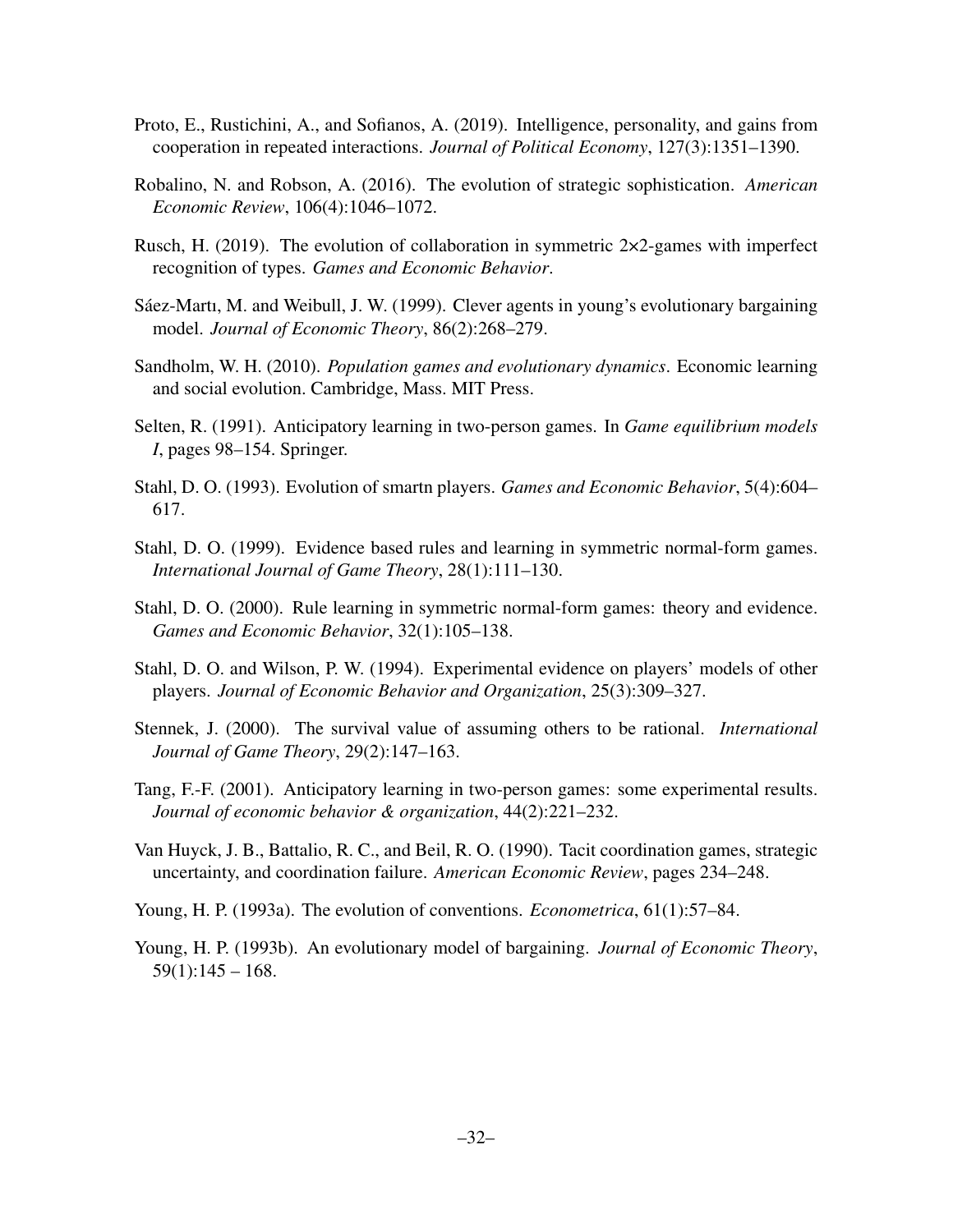Proto, E., Rustichini, A., and Sofianos, A. (2019). Intelligence, personality, and gains from cooperation in repeated interactions. *Journal of Political Economy*, 127(3):1351–1390.

Robalino, N. and Robson, A. (2016). The evolution of strategic sophistication. *American Economic Review*, 106(4):1046–1072.

Rusch, H. (2019). The evolution of collaboration in symmetric 2×2-games with imperfect recognition of types. *Games and Economic Behavior*.

Sáez-Martı, M. and Weibull, J. W. (1999). Clever agents in young's evolutionary bargaining model. *Journal of Economic Theory*, 86(2):268–279.

Sandholm, W. H. (2010). *Population games and evolutionary dynamics*. Economic learning and social evolution. Cambridge, Mass. MIT Press.

Selten, R. (1991). Anticipatory learning in two-person games. In *Game equilibrium models I*, pages 98–154. Springer.

Stahl, D. O. (1993). Evolution of smartn players. *Games and Economic Behavior*, 5(4):604–617.

Stahl, D. O. (1999). Evidence based rules and learning in symmetric normal-form games. *International Journal of Game Theory*, 28(1):111–130.

Stahl, D. O. (2000). Rule learning in symmetric normal-form games: theory and evidence. *Games and Economic Behavior*, 32(1):105–138.

Stahl, D. O. and Wilson, P. W. (1994). Experimental evidence on players' models of other players. *Journal of Economic Behavior and Organization*, 25(3):309–327.

Stennek, J. (2000). The survival value of assuming others to be rational. *International Journal of Game Theory*, 29(2):147–163.

Tang, F.-F. (2001). Anticipatory learning in two-person games: some experimental results. *Journal of economic behavior & organization*, 44(2):221–232.

Van Huyck, J. B., Battalio, R. C., and Beil, R. O. (1990). Tacit coordination games, strategic uncertainty, and coordination failure. *American Economic Review*, pages 234–248.

Young, H. P. (1993a). The evolution of conventions. *Econometrica*, 61(1):57–84.

Young, H. P. (1993b). An evolutionary model of bargaining. *Journal of Economic Theory*, 59(1):145 – 168.